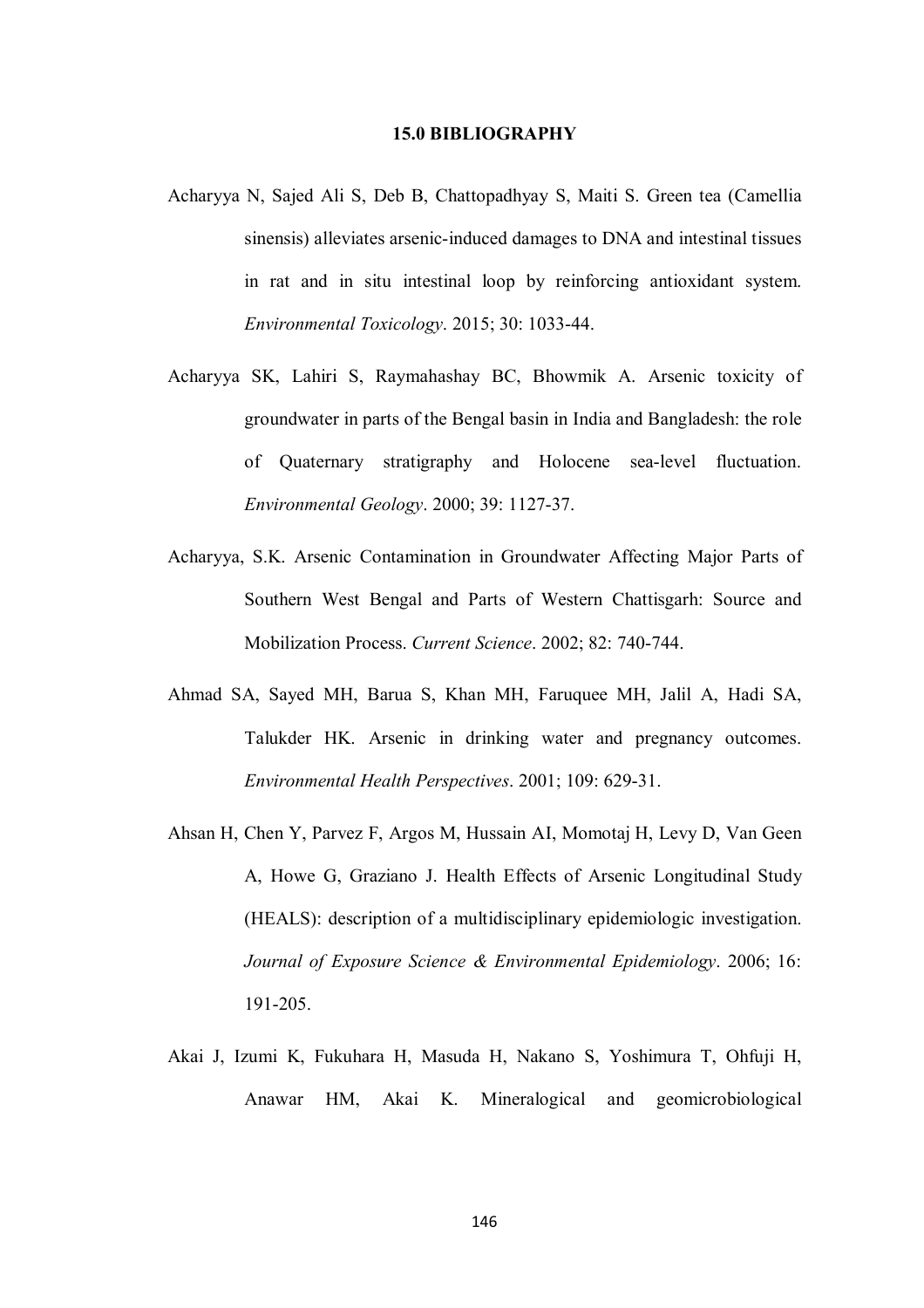# 15.0 BIBLIOGRAPHY

Acharyya N, Sajed Ali S, Deb B, Chattopadhyay S, Maiti S. Green tea (Camellia sinensis) alleviates arsenic-induced damages to DNA and intestinal tissues in rat and in situ intestinal loop by reinforcing antioxidant system. *Environmental Toxicology*. 2015; 30: 1033-44.

Acharyya SK, Lahiri S, Raymahashay BC, Bhowmik A. Arsenic toxicity of groundwater in parts of the Bengal basin in India and Bangladesh: the role of Quaternary stratigraphy and Holocene sea-level fluctuation. *Environmental Geology*. 2000; 39: 1127-37.

Acharyya, S.K. Arsenic Contamination in Groundwater Affecting Major Parts of Southern West Bengal and Parts of Western Chattisgarh: Source and Mobilization Process. *Current Science*. 2002; 82: 740-744.

Ahmad SA, Sayed MH, Barua S, Khan MH, Faruquee MH, Jalil A, Hadi SA, Talukder HK. Arsenic in drinking water and pregnancy outcomes. *Environmental Health Perspectives*. 2001; 109: 629-31.

Ahsan H, Chen Y, Parvez F, Argos M, Hussain AI, Momotaj H, Levy D, Van Geen A, Howe G, Graziano J. Health Effects of Arsenic Longitudinal Study (HEALS): description of a multidisciplinary epidemiologic investigation. *Journal of Exposure Science & Environmental Epidemiology*. 2006; 16: 191-205.

Akai J, Izumi K, Fukuhara H, Masuda H, Nakano S, Yoshimura T, Ohfuji H, Anawar HM, Akai K. Mineralogical and geomicrobiological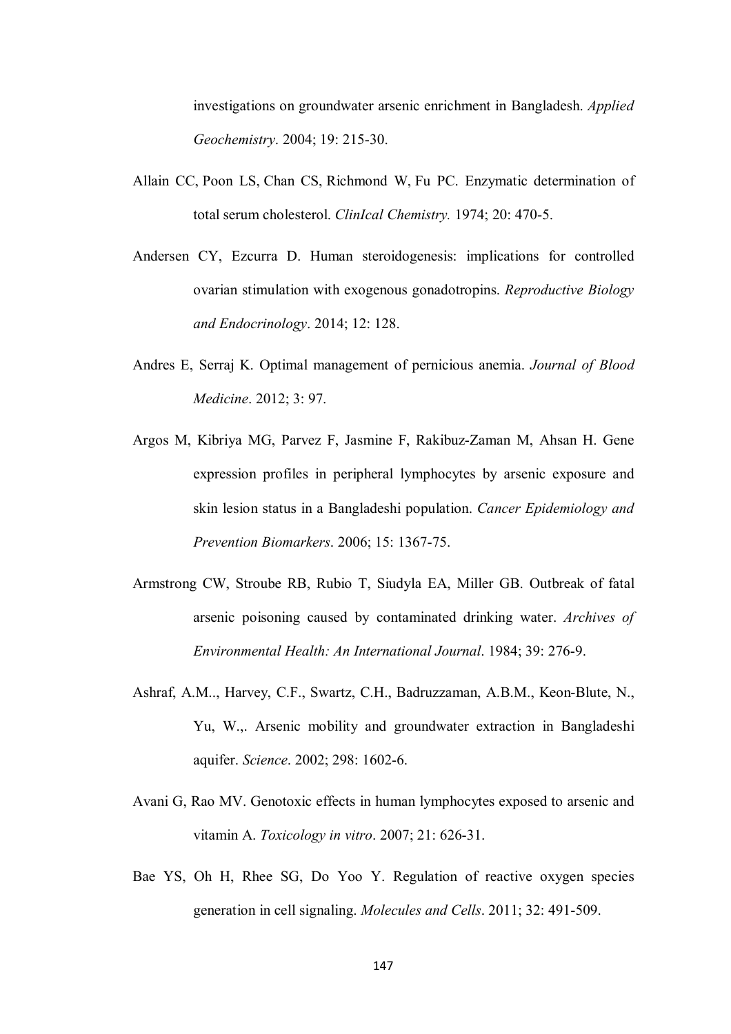investigations on groundwater arsenic enrichment in Bangladesh. *Applied Geochemistry*. 2004; 19: 215-30.

Allain CC, Poon LS, Chan CS, Richmond W, Fu PC. Enzymatic determination of total serum cholesterol. *ClinIcal Chemistry.* 1974; 20: 470-5.

Andersen CY, Ezcurra D. Human steroidogenesis: implications for controlled ovarian stimulation with exogenous gonadotropins. *Reproductive Biology and Endocrinology*. 2014; 12: 128.

Andres E, Serraj K. Optimal management of pernicious anemia. *Journal of Blood Medicine*. 2012; 3: 97.

Argos M, Kibriya MG, Parvez F, Jasmine F, Rakibuz-Zaman M, Ahsan H. Gene expression profiles in peripheral lymphocytes by arsenic exposure and skin lesion status in a Bangladeshi population. *Cancer Epidemiology and Prevention Biomarkers*. 2006; 15: 1367-75.

Armstrong CW, Stroube RB, Rubio T, Siudyla EA, Miller GB. Outbreak of fatal arsenic poisoning caused by contaminated drinking water. *Archives of Environmental Health: An International Journal*. 1984; 39: 276-9.

Ashraf, A.M.., Harvey, C.F., Swartz, C.H., Badruzzaman, A.B.M., Keon-Blute, N., Yu, W.,. Arsenic mobility and groundwater extraction in Bangladeshi aquifer. *Science*. 2002; 298: 1602-6.

Avani G, Rao MV. Genotoxic effects in human lymphocytes exposed to arsenic and vitamin A. *Toxicology in vitro*. 2007; 21: 626-31.

Bae YS, Oh H, Rhee SG, Do Yoo Y. Regulation of reactive oxygen species generation in cell signaling. *Molecules and Cells*. 2011; 32: 491-509.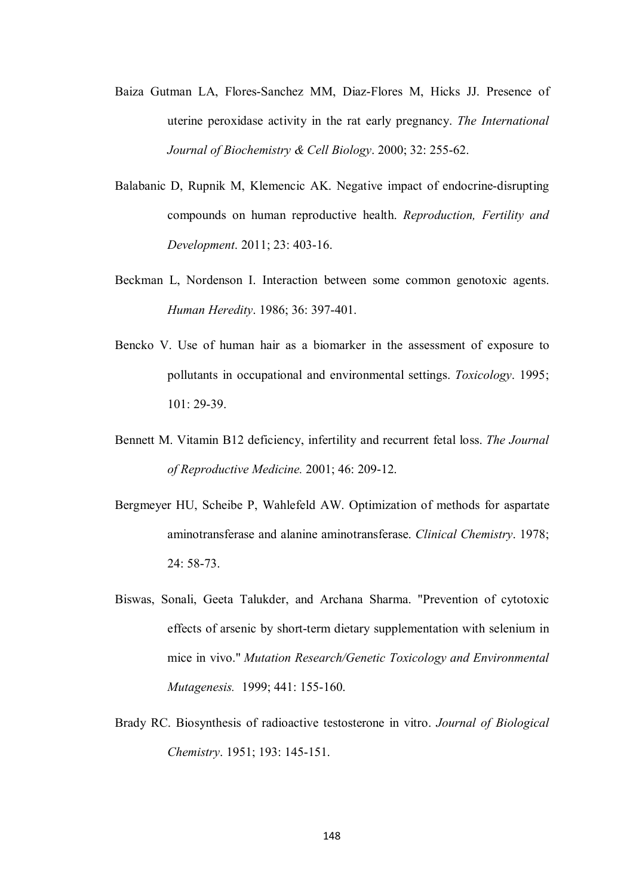Baiza Gutman LA, Flores-Sanchez MM, Diaz-Flores M, Hicks JJ. Presence of uterine peroxidase activity in the rat early pregnancy. *The International Journal of Biochemistry & Cell Biology*. 2000; 32: 255-62.

Balabanic D, Rupnik M, Klemencic AK. Negative impact of endocrine-disrupting compounds on human reproductive health. *Reproduction, Fertility and Development*. 2011; 23: 403-16.

Beckman L, Nordenson I. Interaction between some common genotoxic agents. *Human Heredity*. 1986; 36: 397-401.

Bencko V. Use of human hair as a biomarker in the assessment of exposure to pollutants in occupational and environmental settings. *Toxicology*. 1995; 101: 29-39.

Bennett M. Vitamin B12 deficiency, infertility and recurrent fetal loss. *The Journal of Reproductive Medicine.* 2001; 46: 209-12.

Bergmeyer HU, Scheibe P, Wahlefeld AW. Optimization of methods for aspartate aminotransferase and alanine aminotransferase. *Clinical Chemistry*. 1978; 24: 58-73.

Biswas, Sonali, Geeta Talukder, and Archana Sharma. "Prevention of cytotoxic effects of arsenic by short-term dietary supplementation with selenium in mice in vivo." *Mutation Research/Genetic Toxicology and Environmental Mutagenesis.* 1999; 441: 155-160.

Brady RC. Biosynthesis of radioactive testosterone in vitro. *Journal of Biological Chemistry*. 1951; 193: 145-151.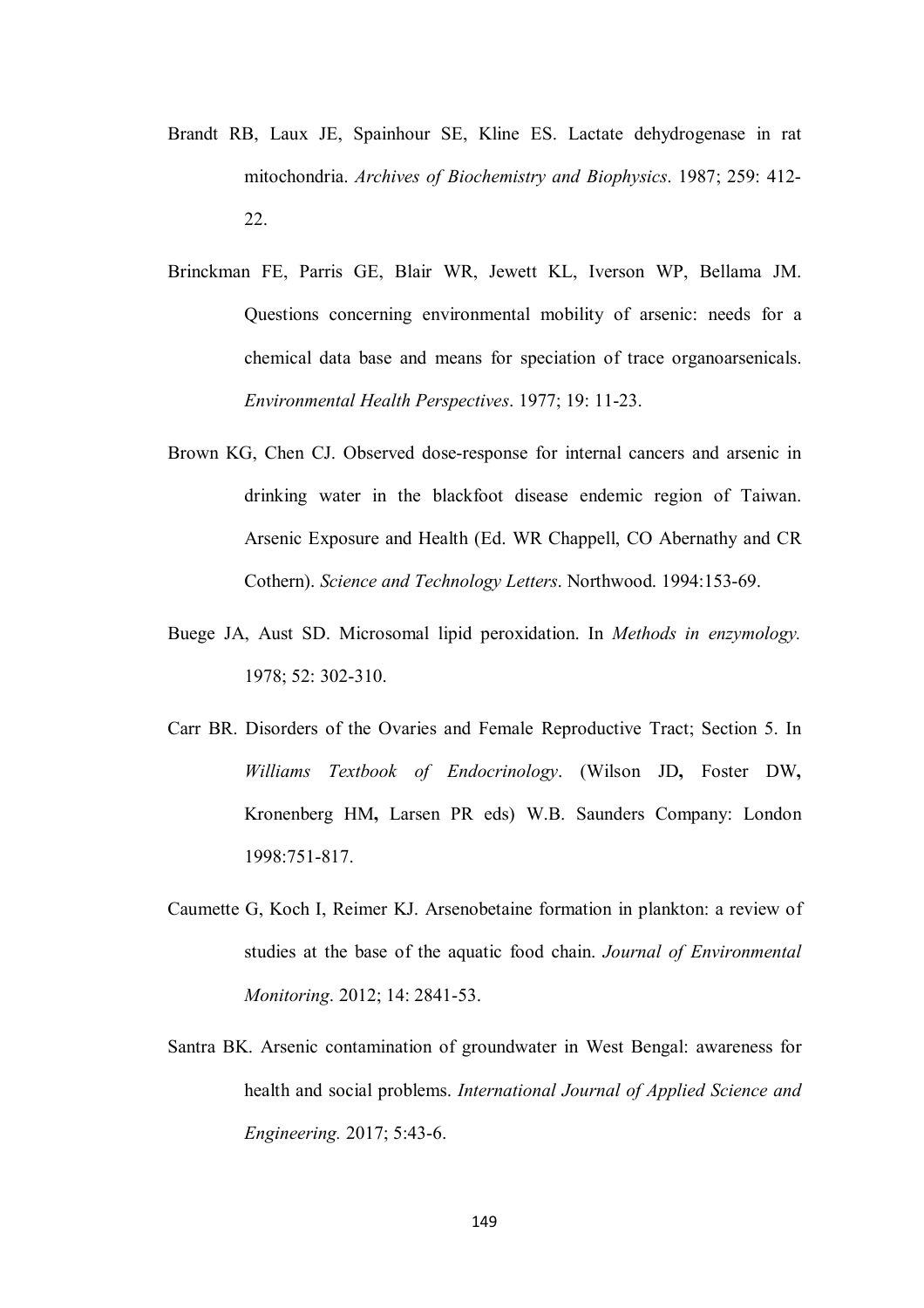Brandt RB, Laux JE, Spainhour SE, Kline ES. Lactate dehydrogenase in rat mitochondria. *Archives of Biochemistry and Biophysics*. 1987; 259: 412-22.

Brinckman FE, Parris GE, Blair WR, Jewett KL, Iverson WP, Bellama JM. Questions concerning environmental mobility of arsenic: needs for a chemical data base and means for speciation of trace organoarsenicals. *Environmental Health Perspectives*. 1977; 19: 11-23.

Brown KG, Chen CJ. Observed dose-response for internal cancers and arsenic in drinking water in the blackfoot disease endemic region of Taiwan. Arsenic Exposure and Health (Ed. WR Chappell, CO Abernathy and CR Cothern). *Science and Technology Letters*. Northwood. 1994:153-69.

Buege JA, Aust SD. Microsomal lipid peroxidation. In *Methods in enzymology.* 1978; 52: 302-310.

Carr BR. Disorders of the Ovaries and Female Reproductive Tract; Section 5. In *Williams Textbook of Endocrinology*. (Wilson JD**,** Foster DW**,** Kronenberg HM**,** Larsen PR eds) W.B. Saunders Company: London 1998:751-817.

Caumette G, Koch I, Reimer KJ. Arsenobetaine formation in plankton: a review of studies at the base of the aquatic food chain. *Journal of Environmental Monitoring*. 2012; 14: 2841-53.

Santra BK. Arsenic contamination of groundwater in West Bengal: awareness for health and social problems. *International Journal of Applied Science and Engineering.* 2017; 5:43-6.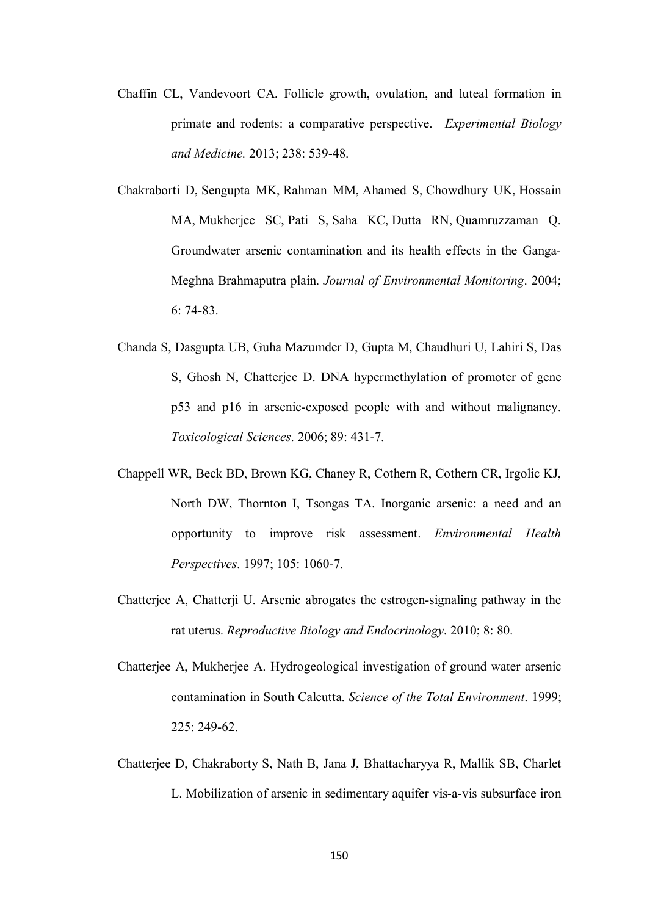Chaffin CL, Vandevoort CA. Follicle growth, ovulation, and luteal formation in primate and rodents: a comparative perspective. *Experimental Biology and Medicine.* 2013; 238: 539-48.

Chakraborti D, Sengupta MK, Rahman MM, Ahamed S, Chowdhury UK, Hossain MA, Mukherjee SC, Pati S, Saha KC, Dutta RN, Quamruzzaman Q. Groundwater arsenic contamination and its health effects in the Ganga-Meghna Brahmaputra plain. *Journal of Environmental Monitoring*. 2004; 6: 74-83.

Chanda S, Dasgupta UB, Guha Mazumder D, Gupta M, Chaudhuri U, Lahiri S, Das S, Ghosh N, Chatterjee D. DNA hypermethylation of promoter of gene p53 and p16 in arsenic-exposed people with and without malignancy. *Toxicological Sciences*. 2006; 89: 431-7.

Chappell WR, Beck BD, Brown KG, Chaney R, Cothern R, Cothern CR, Irgolic KJ, North DW, Thornton I, Tsongas TA. Inorganic arsenic: a need and an opportunity to improve risk assessment. *Environmental Health Perspectives*. 1997; 105: 1060-7.

Chatterjee A, Chatterji U. Arsenic abrogates the estrogen-signaling pathway in the rat uterus. *Reproductive Biology and Endocrinology*. 2010; 8: 80.

Chatterjee A, Mukherjee A. Hydrogeological investigation of ground water arsenic contamination in South Calcutta. *Science of the Total Environment*. 1999; 225: 249-62.

Chatterjee D, Chakraborty S, Nath B, Jana J, Bhattacharyya R, Mallik SB, Charlet L. Mobilization of arsenic in sedimentary aquifer vis-a-vis subsurface iron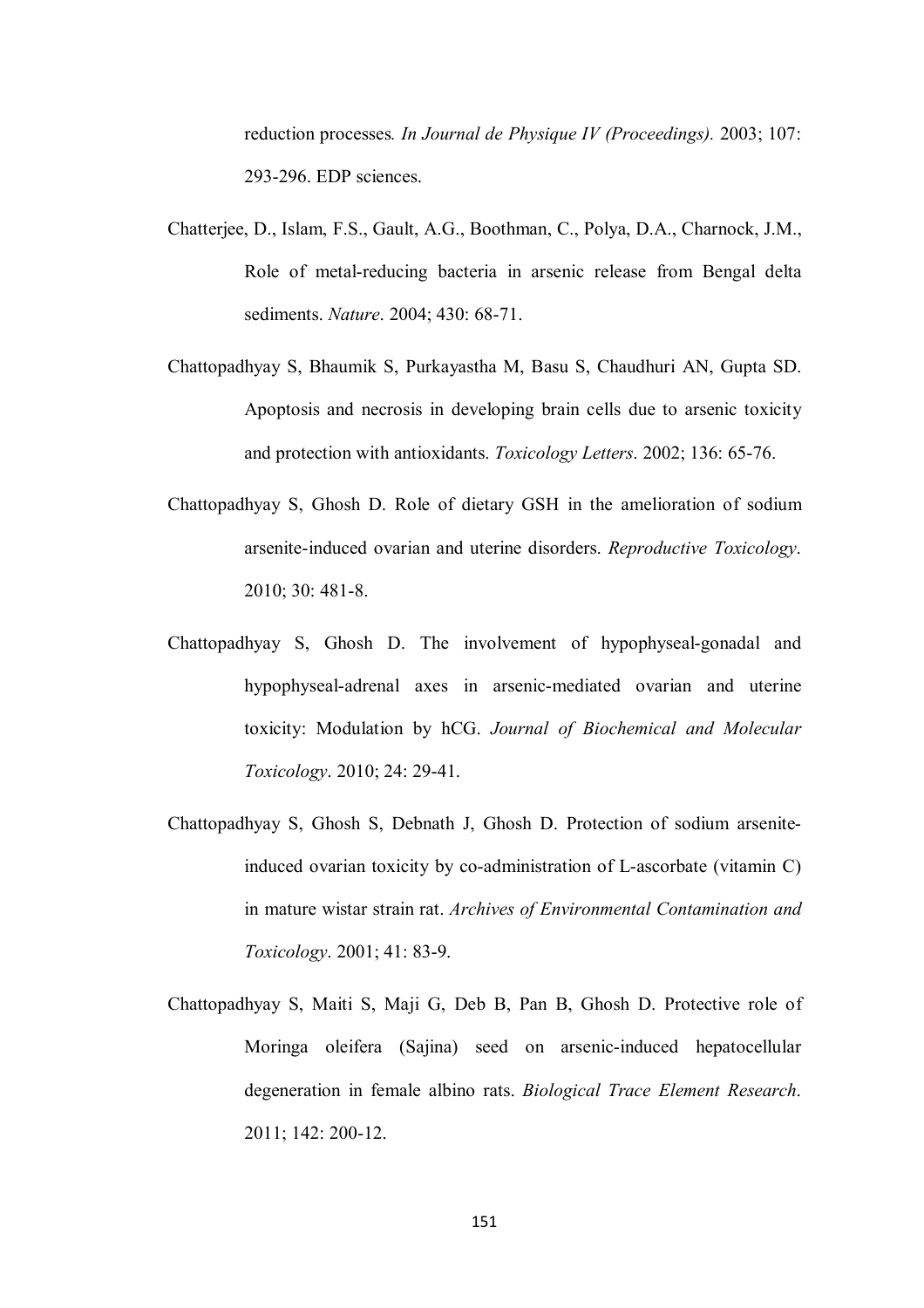reduction processes*. In Journal de Physique IV (Proceedings).* 2003; 107: 293-296. EDP sciences.

Chatterjee, D., Islam, F.S., Gault, A.G., Boothman, C., Polya, D.A., Charnock, J.M., Role of metal-reducing bacteria in arsenic release from Bengal delta sediments. *Nature*. 2004; 430: 68-71.

Chattopadhyay S, Bhaumik S, Purkayastha M, Basu S, Chaudhuri AN, Gupta SD. Apoptosis and necrosis in developing brain cells due to arsenic toxicity and protection with antioxidants. *Toxicology Letters*. 2002; 136: 65-76.

Chattopadhyay S, Ghosh D. Role of dietary GSH in the amelioration of sodium arsenite-induced ovarian and uterine disorders. *Reproductive Toxicology*. 2010; 30: 481-8.

Chattopadhyay S, Ghosh D. The involvement of hypophyseal-gonadal and hypophyseal-adrenal axes in arsenic-mediated ovarian and uterine toxicity: Modulation by hCG. *Journal of Biochemical and Molecular Toxicology*. 2010; 24: 29-41.

Chattopadhyay S, Ghosh S, Debnath J, Ghosh D. Protection of sodium arsenite-induced ovarian toxicity by co-administration of L-ascorbate (vitamin C) in mature wistar strain rat. *Archives of Environmental Contamination and Toxicology*. 2001; 41: 83-9.

Chattopadhyay S, Maiti S, Maji G, Deb B, Pan B, Ghosh D. Protective role of Moringa oleifera (Sajina) seed on arsenic-induced hepatocellular degeneration in female albino rats. *Biological Trace Element Research*. 2011; 142: 200-12.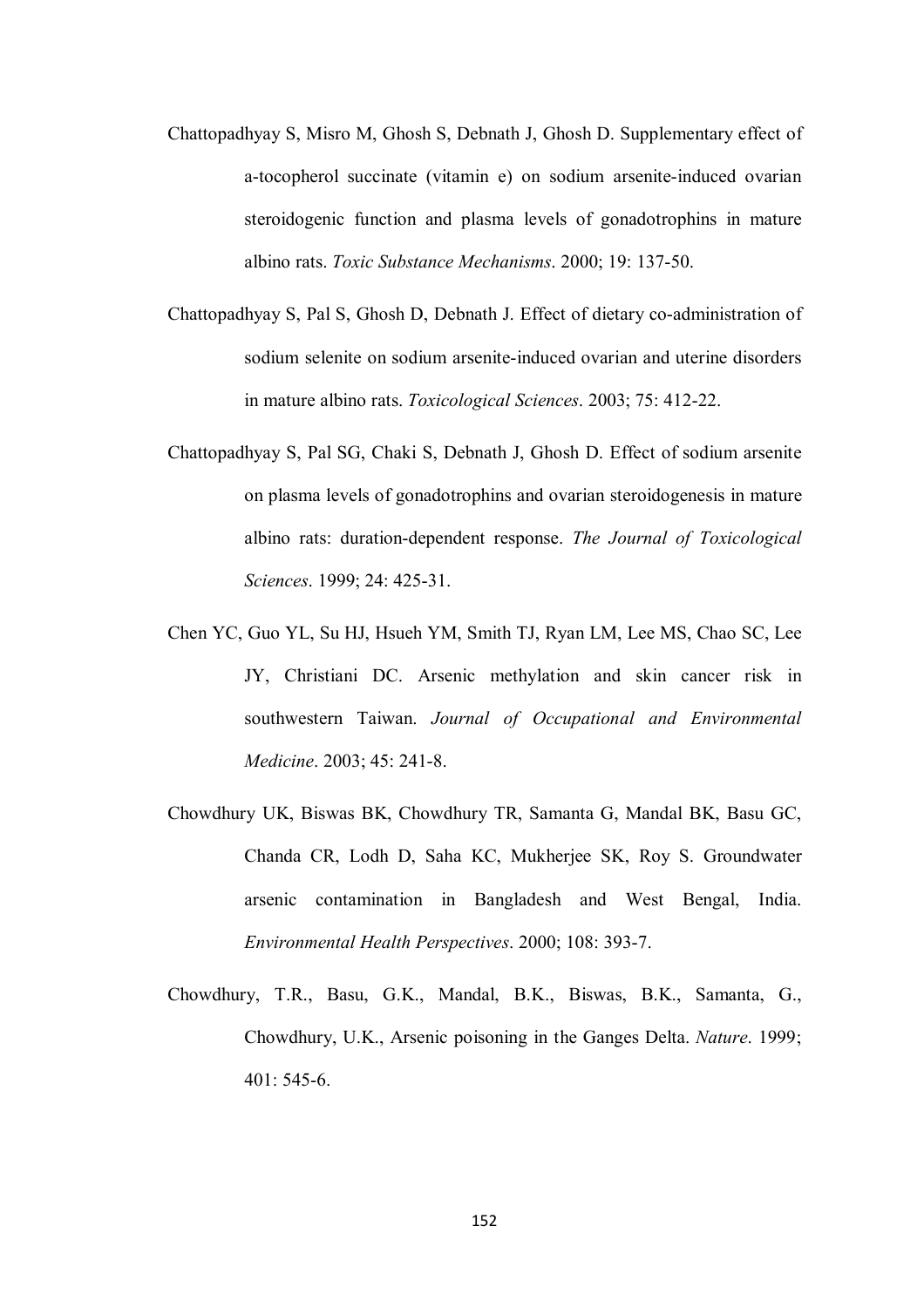Chattopadhyay S, Misro M, Ghosh S, Debnath J, Ghosh D. Supplementary effect of a-tocopherol succinate (vitamin e) on sodium arsenite-induced ovarian steroidogenic function and plasma levels of gonadotrophins in mature albino rats. *Toxic Substance Mechanisms*. 2000; 19: 137-50.

Chattopadhyay S, Pal S, Ghosh D, Debnath J. Effect of dietary co-administration of sodium selenite on sodium arsenite-induced ovarian and uterine disorders in mature albino rats. *Toxicological Sciences*. 2003; 75: 412-22.

Chattopadhyay S, Pal SG, Chaki S, Debnath J, Ghosh D. Effect of sodium arsenite on plasma levels of gonadotrophins and ovarian steroidogenesis in mature albino rats: duration-dependent response. *The Journal of Toxicological Sciences*. 1999; 24: 425-31.

Chen YC, Guo YL, Su HJ, Hsueh YM, Smith TJ, Ryan LM, Lee MS, Chao SC, Lee JY, Christiani DC. Arsenic methylation and skin cancer risk in southwestern Taiwan. *Journal of Occupational and Environmental Medicine*. 2003; 45: 241-8.

Chowdhury UK, Biswas BK, Chowdhury TR, Samanta G, Mandal BK, Basu GC, Chanda CR, Lodh D, Saha KC, Mukherjee SK, Roy S. Groundwater arsenic contamination in Bangladesh and West Bengal, India. *Environmental Health Perspectives*. 2000; 108: 393-7.

Chowdhury, T.R., Basu, G.K., Mandal, B.K., Biswas, B.K., Samanta, G., Chowdhury, U.K., Arsenic poisoning in the Ganges Delta. *Nature*. 1999; 401: 545-6.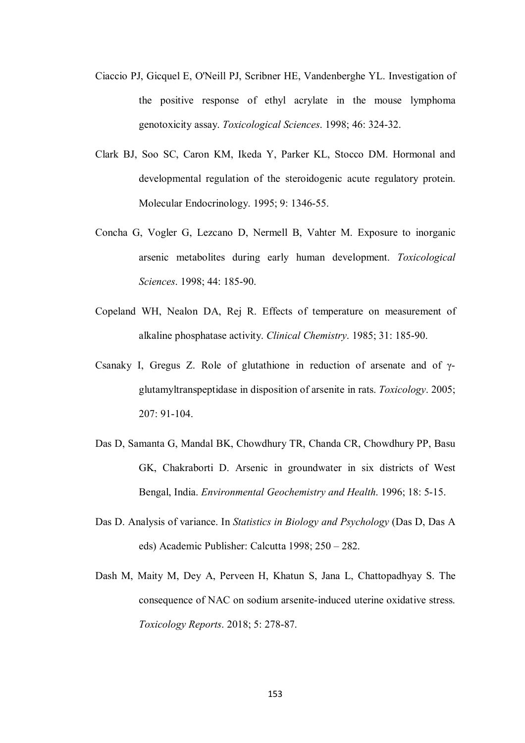Ciaccio PJ, Gicquel E, O'Neill PJ, Scribner HE, Vandenberghe YL. Investigation of the positive response of ethyl acrylate in the mouse lymphoma genotoxicity assay. *Toxicological Sciences*. 1998; 46: 324-32.

Clark BJ, Soo SC, Caron KM, Ikeda Y, Parker KL, Stocco DM. Hormonal and developmental regulation of the steroidogenic acute regulatory protein. Molecular Endocrinology. 1995; 9: 1346-55.

Concha G, Vogler G, Lezcano D, Nermell B, Vahter M. Exposure to inorganic arsenic metabolites during early human development. *Toxicological Sciences*. 1998; 44: 185-90.

Copeland WH, Nealon DA, Rej R. Effects of temperature on measurement of alkaline phosphatase activity. *Clinical Chemistry*. 1985; 31: 185-90.

Csanaky I, Gregus Z. Role of glutathione in reduction of arsenate and of γ-glutamyltranspeptidase in disposition of arsenite in rats. *Toxicology*. 2005; 207: 91-104.

Das D, Samanta G, Mandal BK, Chowdhury TR, Chanda CR, Chowdhury PP, Basu GK, Chakraborti D. Arsenic in groundwater in six districts of West Bengal, India. *Environmental Geochemistry and Health*. 1996; 18: 5-15.

Das D. Analysis of variance. In *Statistics in Biology and Psychology* (Das D, Das A eds) Academic Publisher: Calcutta 1998; 250 – 282.

Dash M, Maity M, Dey A, Perveen H, Khatun S, Jana L, Chattopadhyay S. The consequence of NAC on sodium arsenite-induced uterine oxidative stress. *Toxicology Reports*. 2018; 5: 278-87.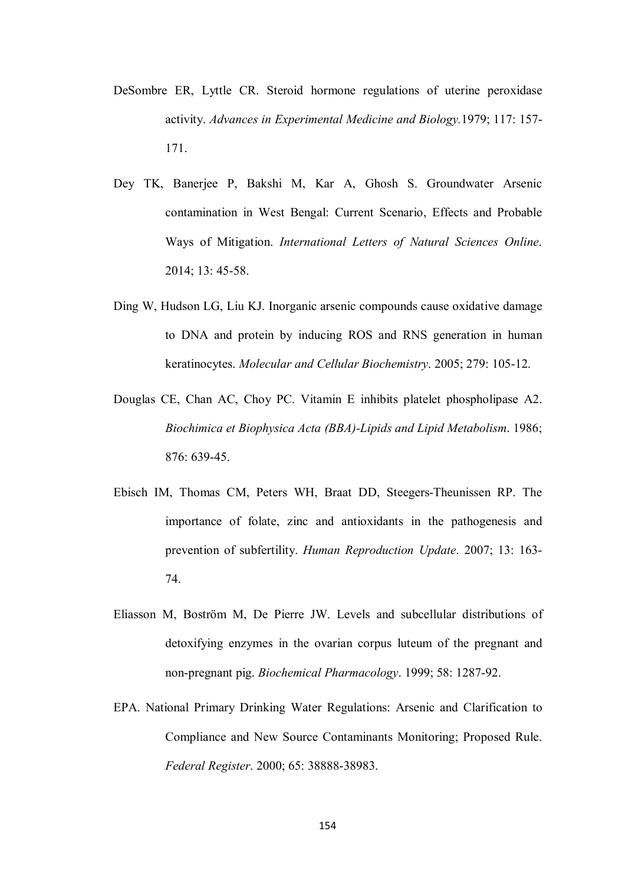DeSombre ER, Lyttle CR. Steroid hormone regulations of uterine peroxidase activity. *Advances in Experimental Medicine and Biology.*1979; 117: 157-171.

Dey TK, Banerjee P, Bakshi M, Kar A, Ghosh S. Groundwater Arsenic contamination in West Bengal: Current Scenario, Effects and Probable Ways of Mitigation. *International Letters of Natural Sciences Online*. 2014; 13: 45-58.

Ding W, Hudson LG, Liu KJ. Inorganic arsenic compounds cause oxidative damage to DNA and protein by inducing ROS and RNS generation in human keratinocytes. *Molecular and Cellular Biochemistry*. 2005; 279: 105-12.

Douglas CE, Chan AC, Choy PC. Vitamin E inhibits platelet phospholipase A2. *Biochimica et Biophysica Acta (BBA)-Lipids and Lipid Metabolism*. 1986; 876: 639-45.

Ebisch IM, Thomas CM, Peters WH, Braat DD, Steegers-Theunissen RP. The importance of folate, zinc and antioxidants in the pathogenesis and prevention of subfertility. *Human Reproduction Update*. 2007; 13: 163-74.

Eliasson M, Boström M, De Pierre JW. Levels and subcellular distributions of detoxifying enzymes in the ovarian corpus luteum of the pregnant and non-pregnant pig. *Biochemical Pharmacology*. 1999; 58: 1287-92.

EPA. National Primary Drinking Water Regulations: Arsenic and Clarification to Compliance and New Source Contaminants Monitoring; Proposed Rule. *Federal Register*. 2000; 65: 38888-38983.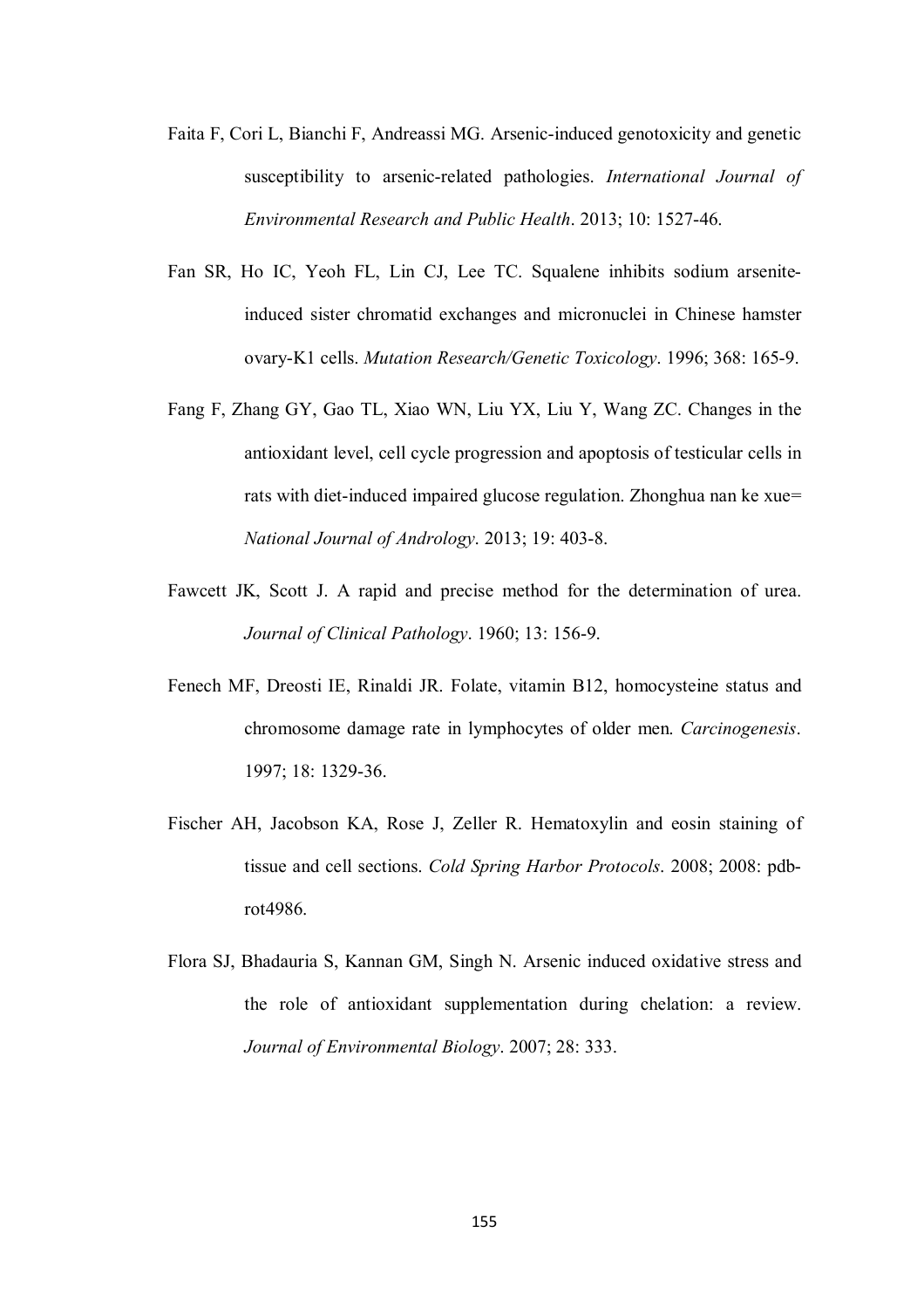Faita F, Cori L, Bianchi F, Andreassi MG. Arsenic-induced genotoxicity and genetic susceptibility to arsenic-related pathologies. *International Journal of Environmental Research and Public Health*. 2013; 10: 1527-46.

Fan SR, Ho IC, Yeoh FL, Lin CJ, Lee TC. Squalene inhibits sodium arsenite-induced sister chromatid exchanges and micronuclei in Chinese hamster ovary-K1 cells. *Mutation Research/Genetic Toxicology*. 1996; 368: 165-9.

Fang F, Zhang GY, Gao TL, Xiao WN, Liu YX, Liu Y, Wang ZC. Changes in the antioxidant level, cell cycle progression and apoptosis of testicular cells in rats with diet-induced impaired glucose regulation. Zhonghua nan ke xue= *National Journal of Andrology*. 2013; 19: 403-8.

Fawcett JK, Scott J. A rapid and precise method for the determination of urea. *Journal of Clinical Pathology*. 1960; 13: 156-9.

Fenech MF, Dreosti IE, Rinaldi JR. Folate, vitamin B12, homocysteine status and chromosome damage rate in lymphocytes of older men. *Carcinogenesis*. 1997; 18: 1329-36.

Fischer AH, Jacobson KA, Rose J, Zeller R. Hematoxylin and eosin staining of tissue and cell sections. *Cold Spring Harbor Protocols*. 2008; 2008: pdb-rot4986.

Flora SJ, Bhadauria S, Kannan GM, Singh N. Arsenic induced oxidative stress and the role of antioxidant supplementation during chelation: a review. *Journal of Environmental Biology*. 2007; 28: 333.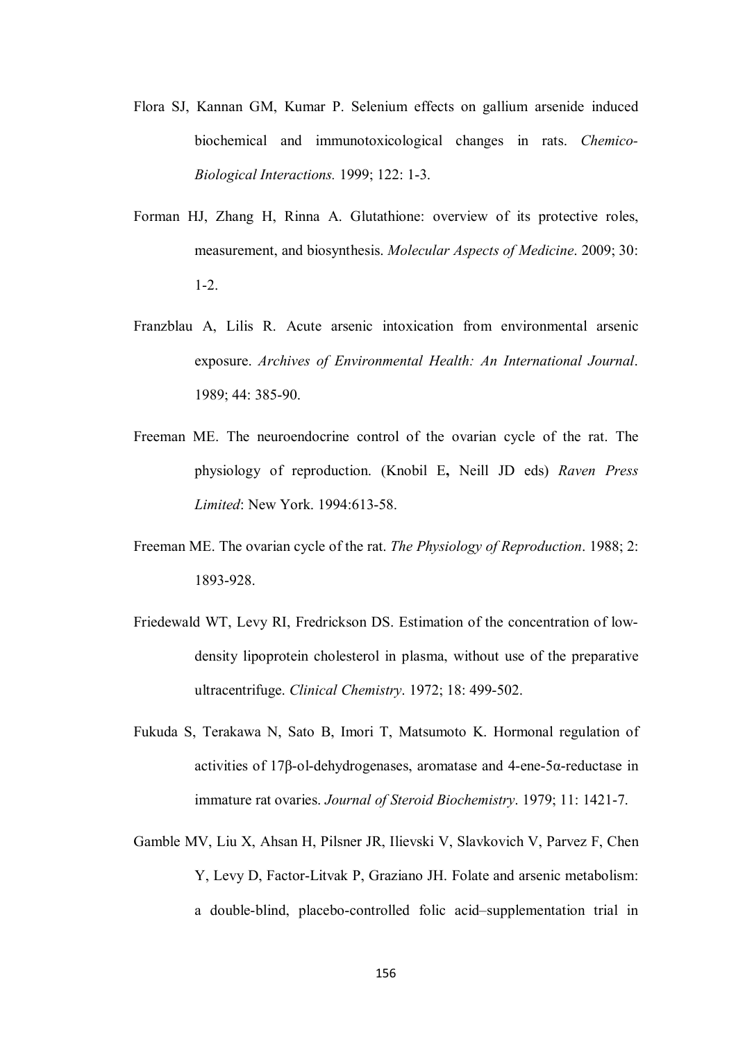Flora SJ, Kannan GM, Kumar P. Selenium effects on gallium arsenide induced biochemical and immunotoxicological changes in rats. *Chemico-Biological Interactions.* 1999; 122: 1-3.

Forman HJ, Zhang H, Rinna A. Glutathione: overview of its protective roles, measurement, and biosynthesis. *Molecular Aspects of Medicine*. 2009; 30: 1-2.

Franzblau A, Lilis R. Acute arsenic intoxication from environmental arsenic exposure. *Archives of Environmental Health: An International Journal*. 1989; 44: 385-90.

Freeman ME. The neuroendocrine control of the ovarian cycle of the rat. The physiology of reproduction. (Knobil E**,** Neill JD eds) *Raven Press Limited*: New York. 1994:613-58.

Freeman ME. The ovarian cycle of the rat. *The Physiology of Reproduction*. 1988; 2: 1893-928.

Friedewald WT, Levy RI, Fredrickson DS. Estimation of the concentration of low-density lipoprotein cholesterol in plasma, without use of the preparative ultracentrifuge. *Clinical Chemistry*. 1972; 18: 499-502.

Fukuda S, Terakawa N, Sato B, Imori T, Matsumoto K. Hormonal regulation of activities of 17β-ol-dehydrogenases, aromatase and 4-ene-5α-reductase in immature rat ovaries. *Journal of Steroid Biochemistry*. 1979; 11: 1421-7.

Gamble MV, Liu X, Ahsan H, Pilsner JR, Ilievski V, Slavkovich V, Parvez F, Chen Y, Levy D, Factor-Litvak P, Graziano JH. Folate and arsenic metabolism: a double-blind, placebo-controlled folic acid–supplementation trial in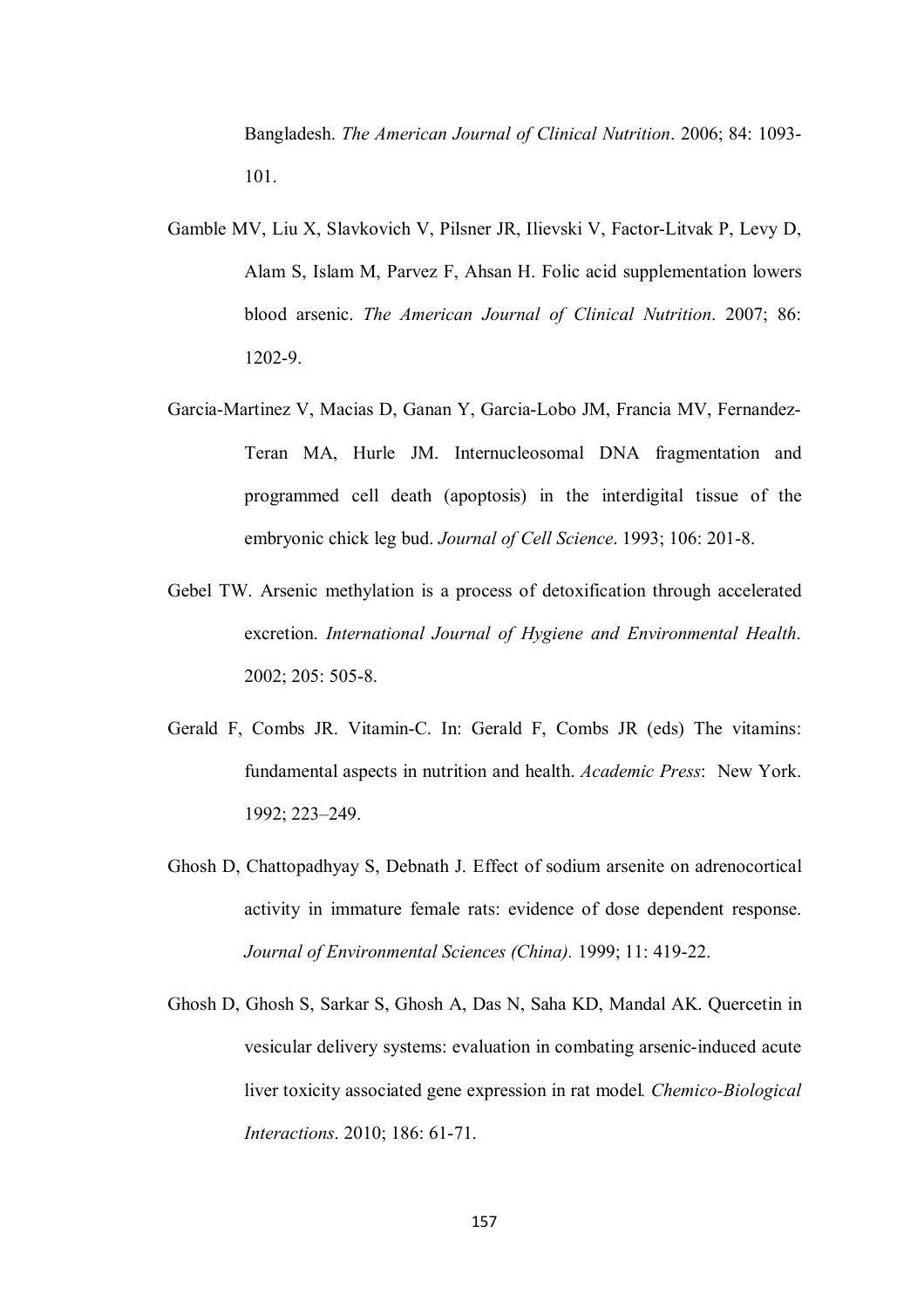Bangladesh. *The American Journal of Clinical Nutrition*. 2006; 84: 1093-101.

Gamble MV, Liu X, Slavkovich V, Pilsner JR, Ilievski V, Factor-Litvak P, Levy D, Alam S, Islam M, Parvez F, Ahsan H. Folic acid supplementation lowers blood arsenic. *The American Journal of Clinical Nutrition*. 2007; 86: 1202-9.

Garcia-Martinez V, Macias D, Ganan Y, Garcia-Lobo JM, Francia MV, Fernandez-Teran MA, Hurle JM. Internucleosomal DNA fragmentation and programmed cell death (apoptosis) in the interdigital tissue of the embryonic chick leg bud. *Journal of Cell Science*. 1993; 106: 201-8.

Gebel TW. Arsenic methylation is a process of detoxification through accelerated excretion. *International Journal of Hygiene and Environmental Health*. 2002; 205: 505-8.

Gerald F, Combs JR. Vitamin-C. In: Gerald F, Combs JR (eds) The vitamins: fundamental aspects in nutrition and health. *Academic Press*: New York. 1992; 223–249.

Ghosh D, Chattopadhyay S, Debnath J. Effect of sodium arsenite on adrenocortical activity in immature female rats: evidence of dose dependent response. *Journal of Environmental Sciences (China).* 1999; 11: 419-22.

Ghosh D, Ghosh S, Sarkar S, Ghosh A, Das N, Saha KD, Mandal AK. Quercetin in vesicular delivery systems: evaluation in combating arsenic-induced acute liver toxicity associated gene expression in rat model. *Chemico-Biological Interactions*. 2010; 186: 61-71.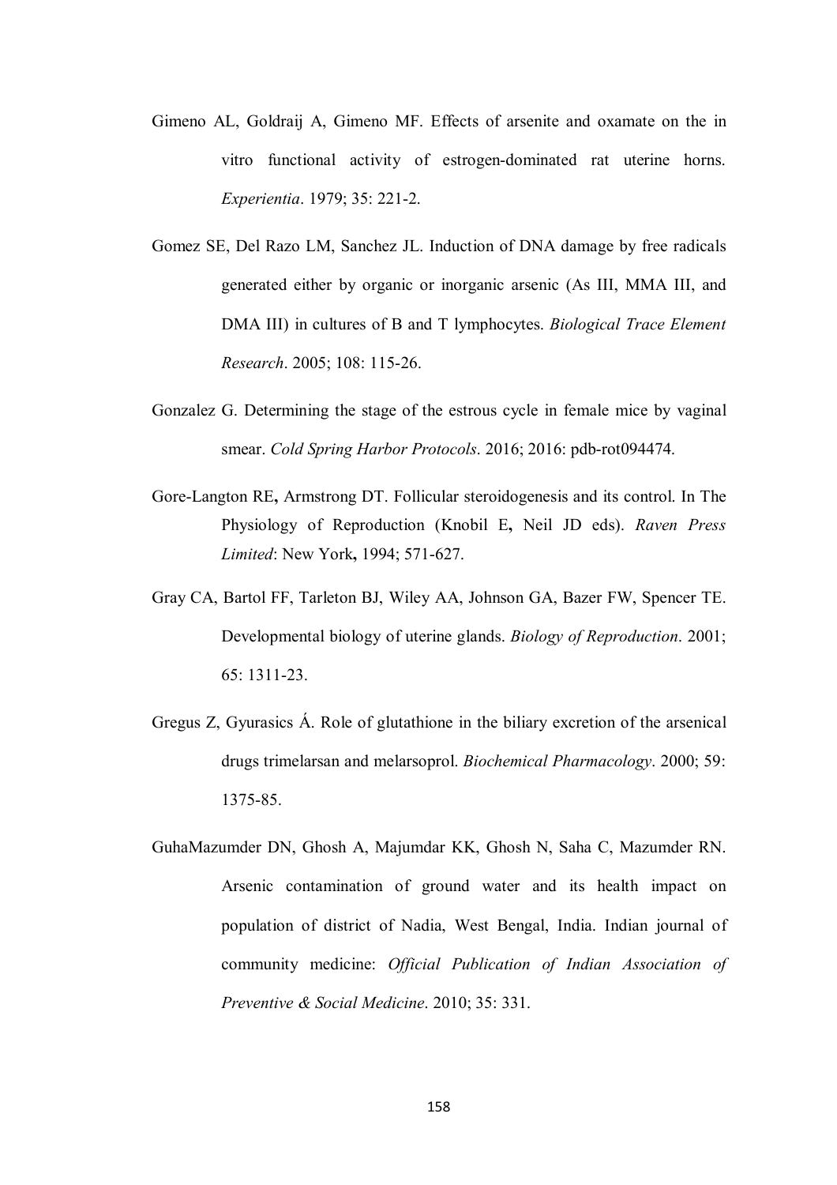Gimeno AL, Goldraij A, Gimeno MF. Effects of arsenite and oxamate on the in vitro functional activity of estrogen-dominated rat uterine horns. *Experientia*. 1979; 35: 221-2.

Gomez SE, Del Razo LM, Sanchez JL. Induction of DNA damage by free radicals generated either by organic or inorganic arsenic (As III, MMA III, and DMA III) in cultures of B and T lymphocytes. *Biological Trace Element Research*. 2005; 108: 115-26.

Gonzalez G. Determining the stage of the estrous cycle in female mice by vaginal smear. *Cold Spring Harbor Protocols*. 2016; 2016: pdb-rot094474.

Gore-Langton RE**,** Armstrong DT. Follicular steroidogenesis and its control. In The Physiology of Reproduction (Knobil E**,** Neil JD eds). *Raven Press Limited*: New York**,** 1994; 571-627.

Gray CA, Bartol FF, Tarleton BJ, Wiley AA, Johnson GA, Bazer FW, Spencer TE. Developmental biology of uterine glands. *Biology of Reproduction*. 2001; 65: 1311-23.

Gregus Z, Gyurasics Á. Role of glutathione in the biliary excretion of the arsenical drugs trimelarsan and melarsoprol. *Biochemical Pharmacology*. 2000; 59: 1375-85.

GuhaMazumder DN, Ghosh A, Majumdar KK, Ghosh N, Saha C, Mazumder RN. Arsenic contamination of ground water and its health impact on population of district of Nadia, West Bengal, India. Indian journal of community medicine: *Official Publication of Indian Association of Preventive & Social Medicine*. 2010; 35: 331.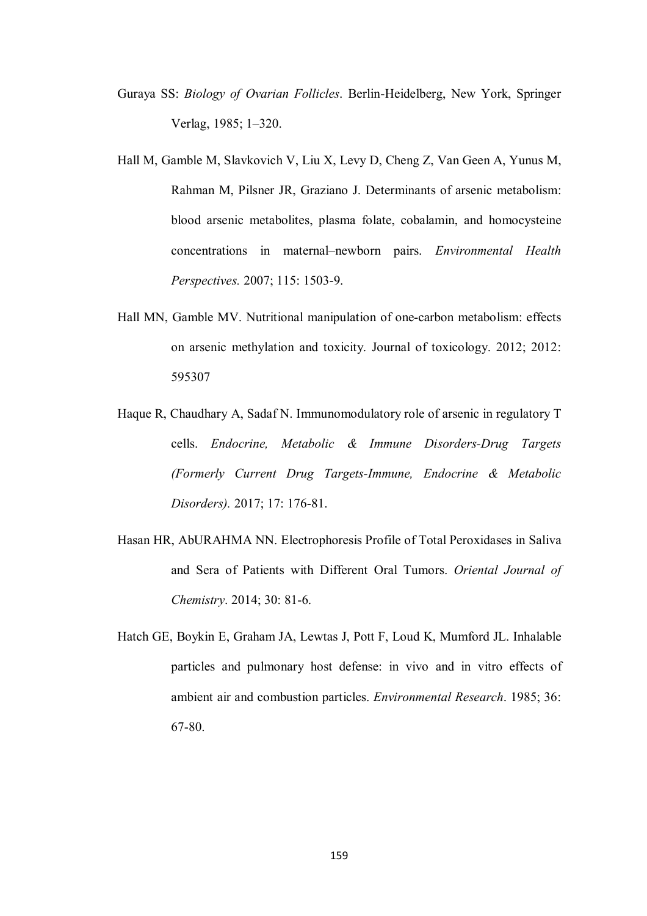Guraya SS: *Biology of Ovarian Follicles*. Berlin-Heidelberg, New York, Springer Verlag, 1985; 1–320.

Hall M, Gamble M, Slavkovich V, Liu X, Levy D, Cheng Z, Van Geen A, Yunus M, Rahman M, Pilsner JR, Graziano J. Determinants of arsenic metabolism: blood arsenic metabolites, plasma folate, cobalamin, and homocysteine concentrations in maternal–newborn pairs. *Environmental Health Perspectives.* 2007; 115: 1503-9.

Hall MN, Gamble MV. Nutritional manipulation of one-carbon metabolism: effects on arsenic methylation and toxicity. Journal of toxicology. 2012; 2012: 595307

Haque R, Chaudhary A, Sadaf N. Immunomodulatory role of arsenic in regulatory T cells. *Endocrine, Metabolic & Immune Disorders-Drug Targets (Formerly Current Drug Targets-Immune, Endocrine & Metabolic Disorders).* 2017; 17: 176-81.

Hasan HR, AbURAHMA NN. Electrophoresis Profile of Total Peroxidases in Saliva and Sera of Patients with Different Oral Tumors. *Oriental Journal of Chemistry*. 2014; 30: 81-6.

Hatch GE, Boykin E, Graham JA, Lewtas J, Pott F, Loud K, Mumford JL. Inhalable particles and pulmonary host defense: in vivo and in vitro effects of ambient air and combustion particles. *Environmental Research*. 1985; 36: 67-80.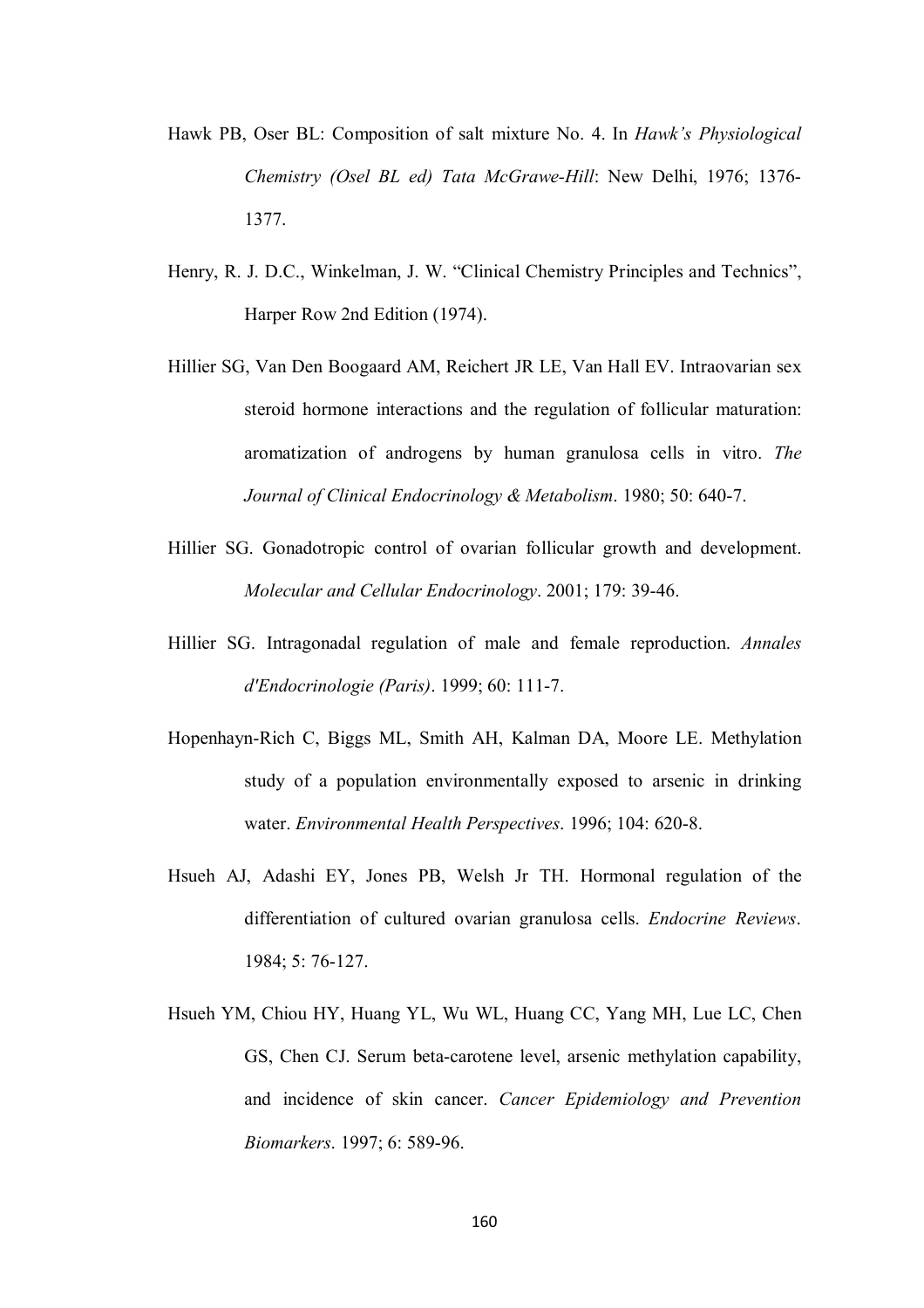Hawk PB, Oser BL: Composition of salt mixture No. 4. In *Hawk's Physiological Chemistry (Osel BL ed) Tata McGrawe-Hill*: New Delhi, 1976; 1376-1377.

Henry, R. J. D.C., Winkelman, J. W. "Clinical Chemistry Principles and Technics", Harper Row 2nd Edition (1974).

Hillier SG, Van Den Boogaard AM, Reichert JR LE, Van Hall EV. Intraovarian sex steroid hormone interactions and the regulation of follicular maturation: aromatization of androgens by human granulosa cells in vitro. *The Journal of Clinical Endocrinology & Metabolism*. 1980; 50: 640-7.

Hillier SG. Gonadotropic control of ovarian follicular growth and development. *Molecular and Cellular Endocrinology*. 2001; 179: 39-46.

Hillier SG. Intragonadal regulation of male and female reproduction. *Annales d'Endocrinologie (Paris)*. 1999; 60: 111-7.

Hopenhayn-Rich C, Biggs ML, Smith AH, Kalman DA, Moore LE. Methylation study of a population environmentally exposed to arsenic in drinking water. *Environmental Health Perspectives*. 1996; 104: 620-8.

Hsueh AJ, Adashi EY, Jones PB, Welsh Jr TH. Hormonal regulation of the differentiation of cultured ovarian granulosa cells. *Endocrine Reviews*. 1984; 5: 76-127.

Hsueh YM, Chiou HY, Huang YL, Wu WL, Huang CC, Yang MH, Lue LC, Chen GS, Chen CJ. Serum beta-carotene level, arsenic methylation capability, and incidence of skin cancer. *Cancer Epidemiology and Prevention Biomarkers*. 1997; 6: 589-96.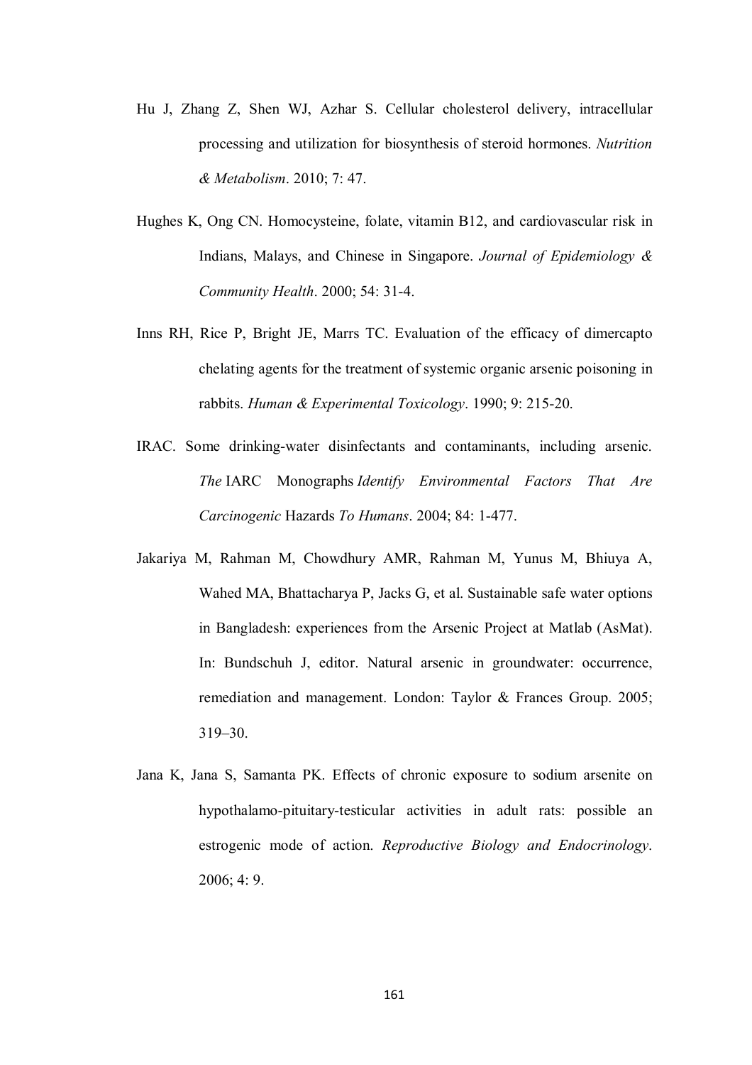Hu J, Zhang Z, Shen WJ, Azhar S. Cellular cholesterol delivery, intracellular processing and utilization for biosynthesis of steroid hormones. *Nutrition & Metabolism*. 2010; 7: 47.

Hughes K, Ong CN. Homocysteine, folate, vitamin B12, and cardiovascular risk in Indians, Malays, and Chinese in Singapore. *Journal of Epidemiology & Community Health*. 2000; 54: 31-4.

Inns RH, Rice P, Bright JE, Marrs TC. Evaluation of the efficacy of dimercapto chelating agents for the treatment of systemic organic arsenic poisoning in rabbits. *Human & Experimental Toxicology*. 1990; 9: 215-20.

IRAC. Some drinking-water disinfectants and contaminants, including arsenic. *The* IARC Monographs *Identify Environmental Factors That Are Carcinogenic* Hazards *To Humans*. 2004; 84: 1-477.

Jakariya M, Rahman M, Chowdhury AMR, Rahman M, Yunus M, Bhiuya A, Wahed MA, Bhattacharya P, Jacks G, et al. Sustainable safe water options in Bangladesh: experiences from the Arsenic Project at Matlab (AsMat). In: Bundschuh J, editor. Natural arsenic in groundwater: occurrence, remediation and management. London: Taylor & Frances Group. 2005; 319–30.

Jana K, Jana S, Samanta PK. Effects of chronic exposure to sodium arsenite on hypothalamo-pituitary-testicular activities in adult rats: possible an estrogenic mode of action. *Reproductive Biology and Endocrinology*. 2006; 4: 9.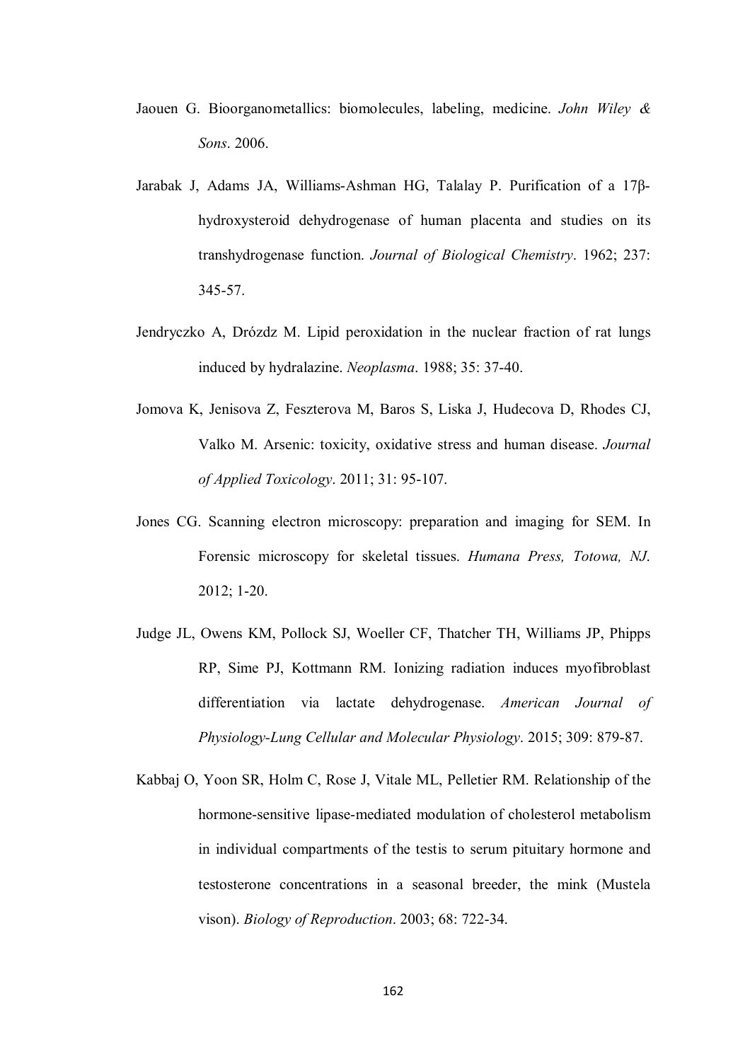Jaouen G. Bioorganometallics: biomolecules, labeling, medicine. *John Wiley & Sons*. 2006.

Jarabak J, Adams JA, Williams-Ashman HG, Talalay P. Purification of a 17β-hydroxysteroid dehydrogenase of human placenta and studies on its transhydrogenase function. *Journal of Biological Chemistry*. 1962; 237: 345-57.

Jendryczko A, Drózdz M. Lipid peroxidation in the nuclear fraction of rat lungs induced by hydralazine. *Neoplasma*. 1988; 35: 37-40.

Jomova K, Jenisova Z, Feszterova M, Baros S, Liska J, Hudecova D, Rhodes CJ, Valko M. Arsenic: toxicity, oxidative stress and human disease. *Journal of Applied Toxicology*. 2011; 31: 95-107.

Jones CG. Scanning electron microscopy: preparation and imaging for SEM. In Forensic microscopy for skeletal tissues. *Humana Press, Totowa, NJ*. 2012; 1-20.

Judge JL, Owens KM, Pollock SJ, Woeller CF, Thatcher TH, Williams JP, Phipps RP, Sime PJ, Kottmann RM. Ionizing radiation induces myofibroblast differentiation via lactate dehydrogenase. *American Journal of Physiology-Lung Cellular and Molecular Physiology*. 2015; 309: 879-87.

Kabbaj O, Yoon SR, Holm C, Rose J, Vitale ML, Pelletier RM. Relationship of the hormone-sensitive lipase-mediated modulation of cholesterol metabolism in individual compartments of the testis to serum pituitary hormone and testosterone concentrations in a seasonal breeder, the mink (Mustela vison). *Biology of Reproduction*. 2003; 68: 722-34.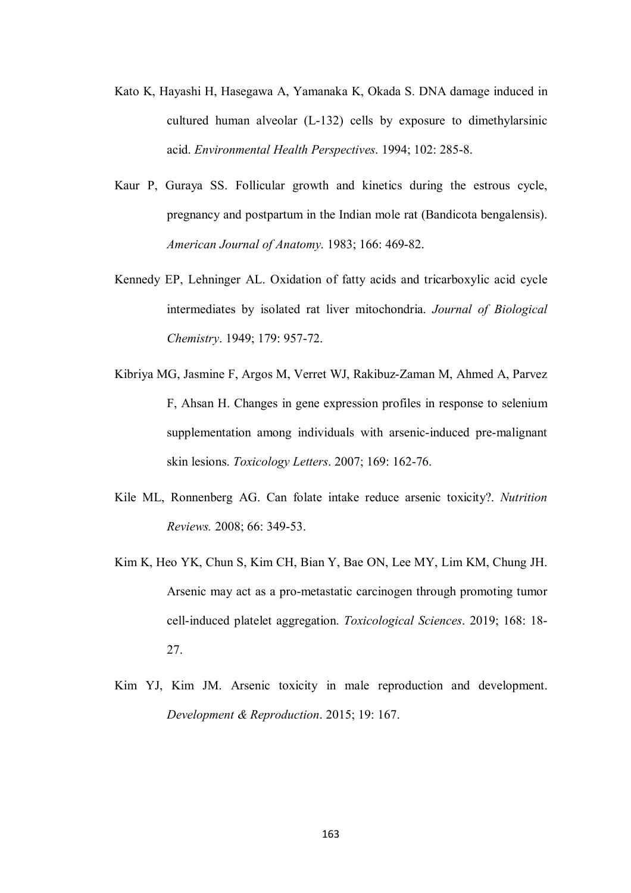Kato K, Hayashi H, Hasegawa A, Yamanaka K, Okada S. DNA damage induced in cultured human alveolar (L-132) cells by exposure to dimethylarsinic acid. *Environmental Health Perspectives*. 1994; 102: 285-8.

Kaur P, Guraya SS. Follicular growth and kinetics during the estrous cycle, pregnancy and postpartum in the Indian mole rat (Bandicota bengalensis). *American Journal of Anatomy*. 1983; 166: 469-82.

Kennedy EP, Lehninger AL. Oxidation of fatty acids and tricarboxylic acid cycle intermediates by isolated rat liver mitochondria. *Journal of Biological Chemistry*. 1949; 179: 957-72.

Kibriya MG, Jasmine F, Argos M, Verret WJ, Rakibuz-Zaman M, Ahmed A, Parvez F, Ahsan H. Changes in gene expression profiles in response to selenium supplementation among individuals with arsenic-induced pre-malignant skin lesions. *Toxicology Letters*. 2007; 169: 162-76.

Kile ML, Ronnenberg AG. Can folate intake reduce arsenic toxicity?. *Nutrition Reviews.* 2008; 66: 349-53.

Kim K, Heo YK, Chun S, Kim CH, Bian Y, Bae ON, Lee MY, Lim KM, Chung JH. Arsenic may act as a pro-metastatic carcinogen through promoting tumor cell-induced platelet aggregation. *Toxicological Sciences*. 2019; 168: 18-27.

Kim YJ, Kim JM. Arsenic toxicity in male reproduction and development. *Development & Reproduction*. 2015; 19: 167.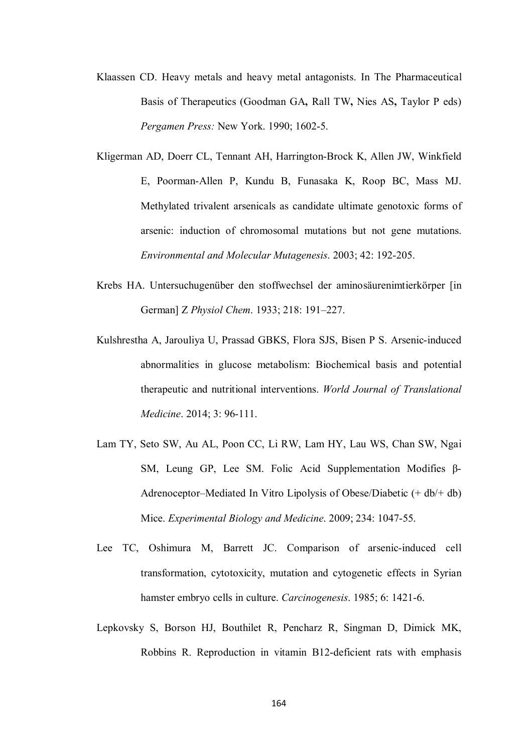Klaassen CD. Heavy metals and heavy metal antagonists. In The Pharmaceutical Basis of Therapeutics (Goodman GA**,** Rall TW**,** Nies AS**,** Taylor P eds) *Pergamen Press:* New York. 1990; 1602-5.

Kligerman AD, Doerr CL, Tennant AH, Harrington-Brock K, Allen JW, Winkfield E, Poorman-Allen P, Kundu B, Funasaka K, Roop BC, Mass MJ. Methylated trivalent arsenicals as candidate ultimate genotoxic forms of arsenic: induction of chromosomal mutations but not gene mutations. *Environmental and Molecular Mutagenesis*. 2003; 42: 192-205.

Krebs HA. Untersuchugenüber den stoffwechsel der aminosäurenimtierkörper [in German] Z *Physiol Chem*. 1933; 218: 191–227.

Kulshrestha A, Jarouliya U, Prassad GBKS, Flora SJS, Bisen P S. Arsenic-induced abnormalities in glucose metabolism: Biochemical basis and potential therapeutic and nutritional interventions. *World Journal of Translational Medicine*. 2014; 3: 96-111.

Lam TY, Seto SW, Au AL, Poon CC, Li RW, Lam HY, Lau WS, Chan SW, Ngai SM, Leung GP, Lee SM. Folic Acid Supplementation Modifies β-Adrenoceptor–Mediated In Vitro Lipolysis of Obese/Diabetic (+ db/+ db) Mice. *Experimental Biology and Medicine*. 2009; 234: 1047-55.

Lee TC, Oshimura M, Barrett JC. Comparison of arsenic-induced cell transformation, cytotoxicity, mutation and cytogenetic effects in Syrian hamster embryo cells in culture. *Carcinogenesis*. 1985; 6: 1421-6.

Lepkovsky S, Borson HJ, Bouthilet R, Pencharz R, Singman D, Dimick MK, Robbins R. Reproduction in vitamin B12-deficient rats with emphasis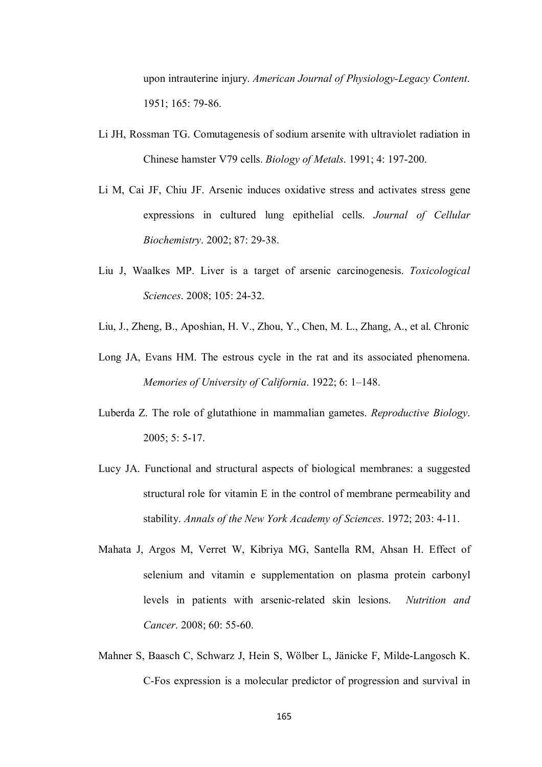upon intrauterine injury. *American Journal of Physiology-Legacy Content*. 1951; 165: 79-86.

Li JH, Rossman TG. Comutagenesis of sodium arsenite with ultraviolet radiation in Chinese hamster V79 cells. *Biology of Metals*. 1991; 4: 197-200.

Li M, Cai JF, Chiu JF. Arsenic induces oxidative stress and activates stress gene expressions in cultured lung epithelial cells. *Journal of Cellular Biochemistry*. 2002; 87: 29-38.

Liu J, Waalkes MP. Liver is a target of arsenic carcinogenesis. *Toxicological Sciences*. 2008; 105: 24-32.

Liu, J., Zheng, B., Aposhian, H. V., Zhou, Y., Chen, M. L., Zhang, A., et al. Chronic

Long JA, Evans HM. The estrous cycle in the rat and its associated phenomena. *Memories of University of California*. 1922; 6: 1–148.

Luberda Z. The role of glutathione in mammalian gametes. *Reproductive Biology*. 2005; 5: 5-17.

Lucy JA. Functional and structural aspects of biological membranes: a suggested structural role for vitamin E in the control of membrane permeability and stability. *Annals of the New York Academy of Sciences*. 1972; 203: 4-11.

Mahata J, Argos M, Verret W, Kibriya MG, Santella RM, Ahsan H. Effect of selenium and vitamin e supplementation on plasma protein carbonyl levels in patients with arsenic-related skin lesions. *Nutrition and Cancer*. 2008; 60: 55-60.

Mahner S, Baasch C, Schwarz J, Hein S, Wölber L, Jänicke F, Milde-Langosch K. C-Fos expression is a molecular predictor of progression and survival in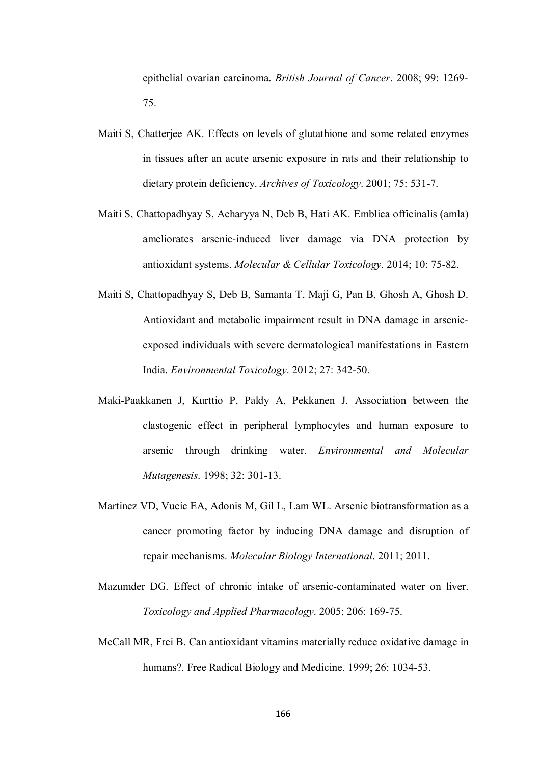epithelial ovarian carcinoma. *British Journal of Cancer*. 2008; 99: 1269-75.

Maiti S, Chatterjee AK. Effects on levels of glutathione and some related enzymes in tissues after an acute arsenic exposure in rats and their relationship to dietary protein deficiency. *Archives of Toxicology*. 2001; 75: 531-7.

Maiti S, Chattopadhyay S, Acharyya N, Deb B, Hati AK. Emblica officinalis (amla) ameliorates arsenic-induced liver damage via DNA protection by antioxidant systems. *Molecular & Cellular Toxicology*. 2014; 10: 75-82.

Maiti S, Chattopadhyay S, Deb B, Samanta T, Maji G, Pan B, Ghosh A, Ghosh D. Antioxidant and metabolic impairment result in DNA damage in arsenic-exposed individuals with severe dermatological manifestations in Eastern India. *Environmental Toxicology*. 2012; 27: 342-50.

Maki-Paakkanen J, Kurttio P, Paldy A, Pekkanen J. Association between the clastogenic effect in peripheral lymphocytes and human exposure to arsenic through drinking water. *Environmental and Molecular Mutagenesis*. 1998; 32: 301-13.

Martinez VD, Vucic EA, Adonis M, Gil L, Lam WL. Arsenic biotransformation as a cancer promoting factor by inducing DNA damage and disruption of repair mechanisms. *Molecular Biology International*. 2011; 2011.

Mazumder DG. Effect of chronic intake of arsenic-contaminated water on liver. *Toxicology and Applied Pharmacology*. 2005; 206: 169-75.

McCall MR, Frei B. Can antioxidant vitamins materially reduce oxidative damage in humans?. Free Radical Biology and Medicine. 1999; 26: 1034-53.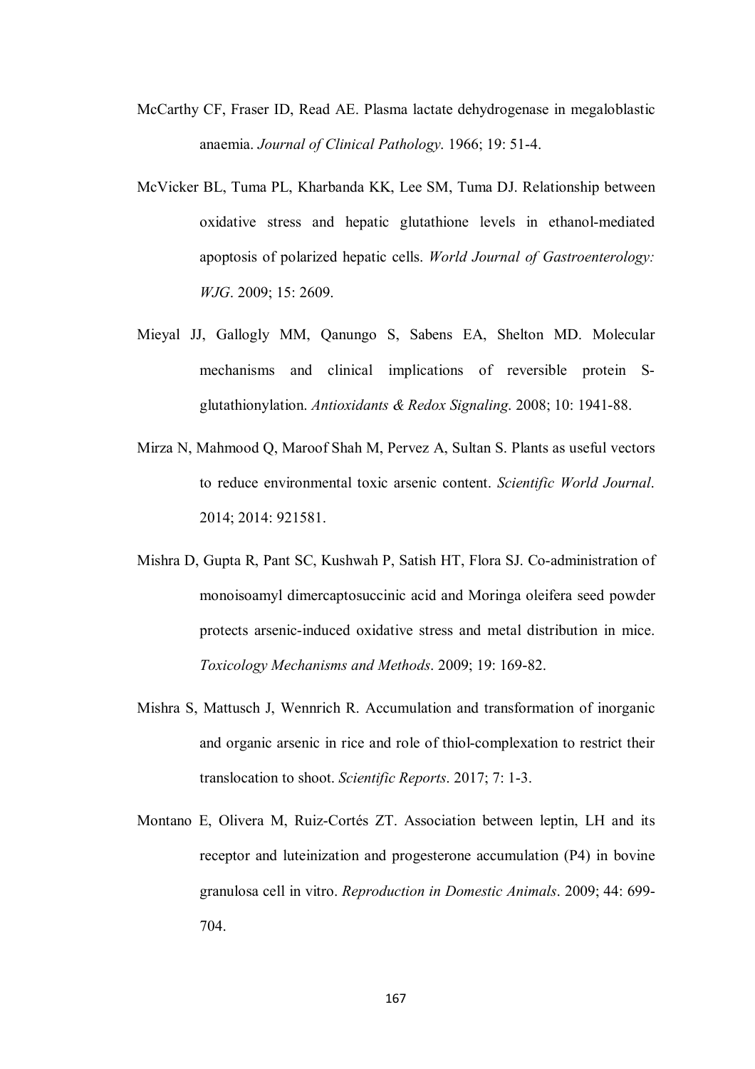McCarthy CF, Fraser ID, Read AE. Plasma lactate dehydrogenase in megaloblastic anaemia. *Journal of Clinical Pathology*. 1966; 19: 51-4.

McVicker BL, Tuma PL, Kharbanda KK, Lee SM, Tuma DJ. Relationship between oxidative stress and hepatic glutathione levels in ethanol-mediated apoptosis of polarized hepatic cells. *World Journal of Gastroenterology: WJG*. 2009; 15: 2609.

Mieyal JJ, Gallogly MM, Qanungo S, Sabens EA, Shelton MD. Molecular mechanisms and clinical implications of reversible protein S-glutathionylation. *Antioxidants & Redox Signaling*. 2008; 10: 1941-88.

Mirza N, Mahmood Q, Maroof Shah M, Pervez A, Sultan S. Plants as useful vectors to reduce environmental toxic arsenic content. *Scientific World Journal*. 2014; 2014: 921581.

Mishra D, Gupta R, Pant SC, Kushwah P, Satish HT, Flora SJ. Co-administration of monoisoamyl dimercaptosuccinic acid and Moringa oleifera seed powder protects arsenic-induced oxidative stress and metal distribution in mice. *Toxicology Mechanisms and Methods*. 2009; 19: 169-82.

Mishra S, Mattusch J, Wennrich R. Accumulation and transformation of inorganic and organic arsenic in rice and role of thiol-complexation to restrict their translocation to shoot. *Scientific Reports*. 2017; 7: 1-3.

Montano E, Olivera M, Ruiz-Cortés ZT. Association between leptin, LH and its receptor and luteinization and progesterone accumulation (P4) in bovine granulosa cell in vitro. *Reproduction in Domestic Animals*. 2009; 44: 699-704.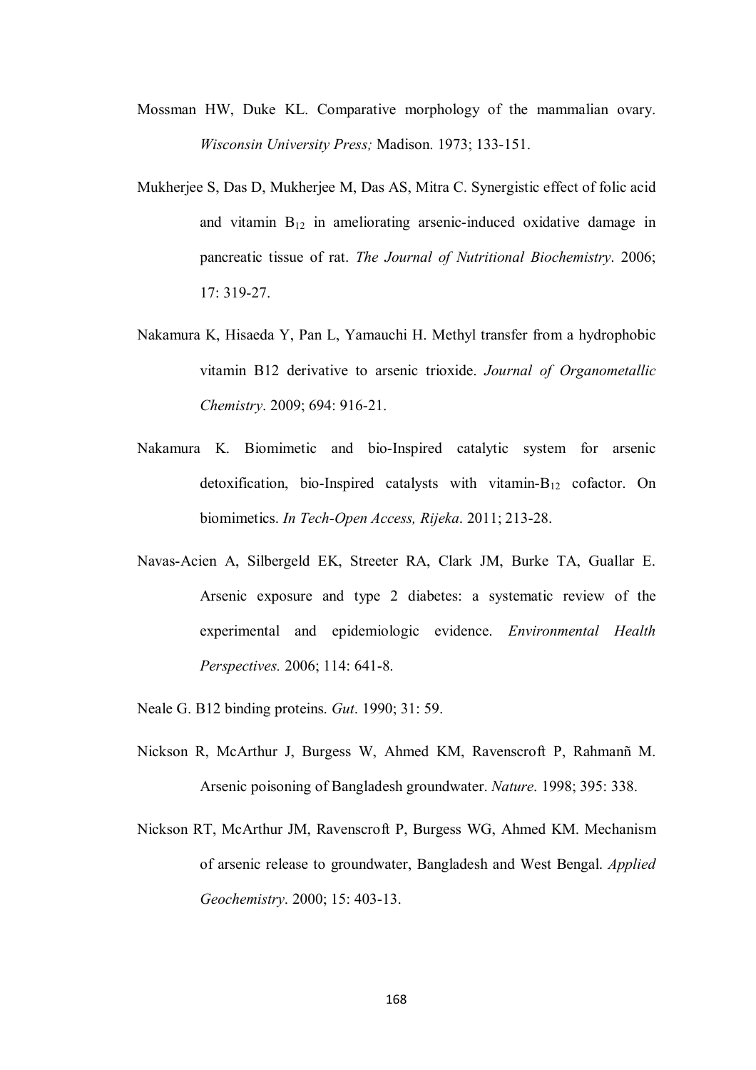Mossman HW, Duke KL. Comparative morphology of the mammalian ovary. *Wisconsin University Press;* Madison. 1973; 133-151.

Mukherjee S, Das D, Mukherjee M, Das AS, Mitra C. Synergistic effect of folic acid and vitamin $B_{12}$ in ameliorating arsenic-induced oxidative damage in pancreatic tissue of rat. *The Journal of Nutritional Biochemistry*. 2006; 17: 319-27.

Nakamura K, Hisaeda Y, Pan L, Yamauchi H. Methyl transfer from a hydrophobic vitamin B12 derivative to arsenic trioxide. *Journal of Organometallic Chemistry*. 2009; 694: 916-21.

Nakamura K. Biomimetic and bio-Inspired catalytic system for arsenic detoxification, bio-Inspired catalysts with vitamin-$B_{12}$ cofactor. On biomimetics. *In Tech-Open Access, Rijeka*. 2011; 213-28.

Navas-Acien A, Silbergeld EK, Streeter RA, Clark JM, Burke TA, Guallar E. Arsenic exposure and type 2 diabetes: a systematic review of the experimental and epidemiologic evidence. *Environmental Health Perspectives.* 2006; 114: 641-8.

Neale G. B12 binding proteins. *Gut*. 1990; 31: 59.

Nickson R, McArthur J, Burgess W, Ahmed KM, Ravenscroft P, Rahmanñ M. Arsenic poisoning of Bangladesh groundwater. *Nature*. 1998; 395: 338.

Nickson RT, McArthur JM, Ravenscroft P, Burgess WG, Ahmed KM. Mechanism of arsenic release to groundwater, Bangladesh and West Bengal. *Applied Geochemistry*. 2000; 15: 403-13.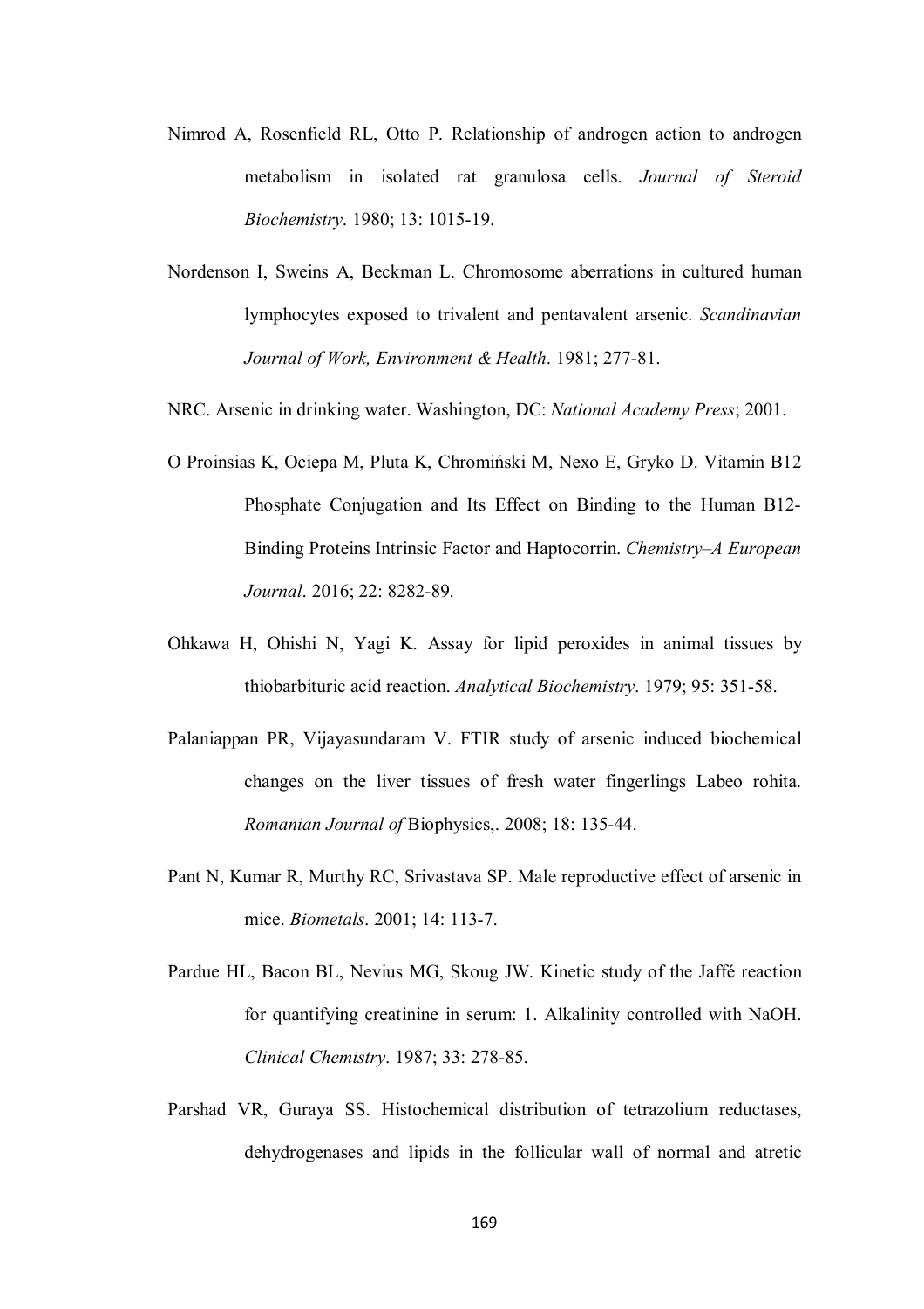Nimrod A, Rosenfield RL, Otto P. Relationship of androgen action to androgen metabolism in isolated rat granulosa cells. *Journal of Steroid Biochemistry*. 1980; 13: 1015-19.

Nordenson I, Sweins A, Beckman L. Chromosome aberrations in cultured human lymphocytes exposed to trivalent and pentavalent arsenic. *Scandinavian Journal of Work, Environment & Health*. 1981; 277-81.

NRC. Arsenic in drinking water. Washington, DC: *National Academy Press*; 2001.

O Proinsias K, Ociepa M, Pluta K, Chromiński M, Nexo E, Gryko D. Vitamin B12 Phosphate Conjugation and Its Effect on Binding to the Human B12-Binding Proteins Intrinsic Factor and Haptocorrin. *Chemistry–A European Journal*. 2016; 22: 8282-89.

Ohkawa H, Ohishi N, Yagi K. Assay for lipid peroxides in animal tissues by thiobarbituric acid reaction. *Analytical Biochemistry*. 1979; 95: 351-58.

Palaniappan PR, Vijayasundaram V. FTIR study of arsenic induced biochemical changes on the liver tissues of fresh water fingerlings Labeo rohita. *Romanian Journal of* Biophysics,. 2008; 18: 135-44.

Pant N, Kumar R, Murthy RC, Srivastava SP. Male reproductive effect of arsenic in mice. *Biometals*. 2001; 14: 113-7.

Pardue HL, Bacon BL, Nevius MG, Skoug JW. Kinetic study of the Jaffé reaction for quantifying creatinine in serum: 1. Alkalinity controlled with NaOH. *Clinical Chemistry*. 1987; 33: 278-85.

Parshad VR, Guraya SS. Histochemical distribution of tetrazolium reductases, dehydrogenases and lipids in the follicular wall of normal and atretic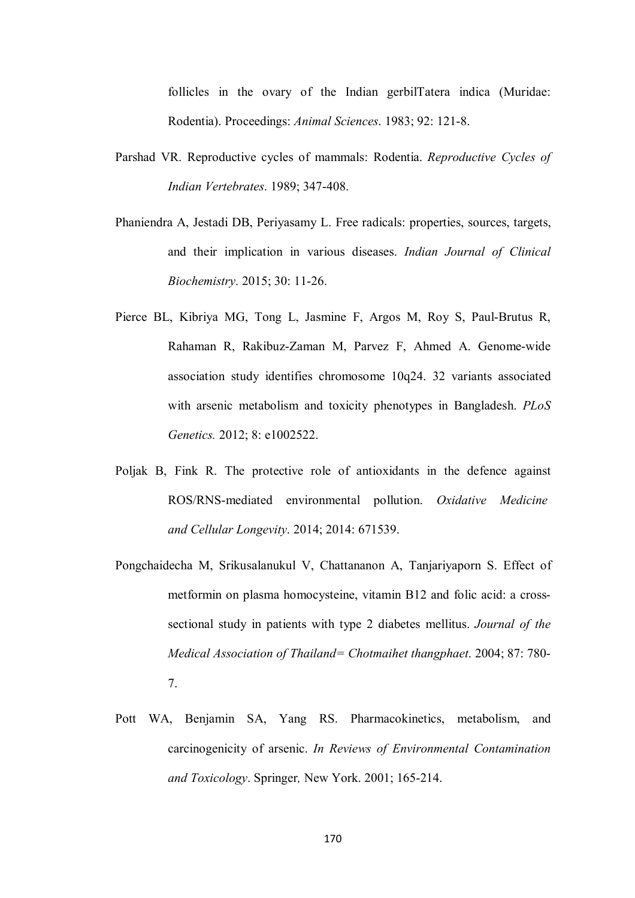follicles in the ovary of the Indian gerbilTatera indica (Muridae: Rodentia). Proceedings: *Animal Sciences*. 1983; 92: 121-8.

Parshad VR. Reproductive cycles of mammals: Rodentia. *Reproductive Cycles of Indian Vertebrates*. 1989; 347-408.

Phaniendra A, Jestadi DB, Periyasamy L. Free radicals: properties, sources, targets, and their implication in various diseases. *Indian Journal of Clinical Biochemistry*. 2015; 30: 11-26.

Pierce BL, Kibriya MG, Tong L, Jasmine F, Argos M, Roy S, Paul-Brutus R, Rahaman R, Rakibuz-Zaman M, Parvez F, Ahmed A. Genome-wide association study identifies chromosome 10q24. 32 variants associated with arsenic metabolism and toxicity phenotypes in Bangladesh. *PLoS Genetics.* 2012; 8: e1002522.

Poljak B, Fink R. The protective role of antioxidants in the defence against ROS/RNS-mediated environmental pollution. *Oxidative Medicine and Cellular Longevity*. 2014; 2014: 671539.

Pongchaidecha M, Srikusalanukul V, Chattananon A, Tanjariyaporn S. Effect of metformin on plasma homocysteine, vitamin B12 and folic acid: a cross-sectional study in patients with type 2 diabetes mellitus. *Journal of the Medical Association of Thailand= Chotmaihet thangphaet*. 2004; 87: 780-7.

Pott WA, Benjamin SA, Yang RS. Pharmacokinetics, metabolism, and carcinogenicity of arsenic. *In Reviews of Environmental Contamination and Toxicology*. Springer, New York. 2001; 165-214.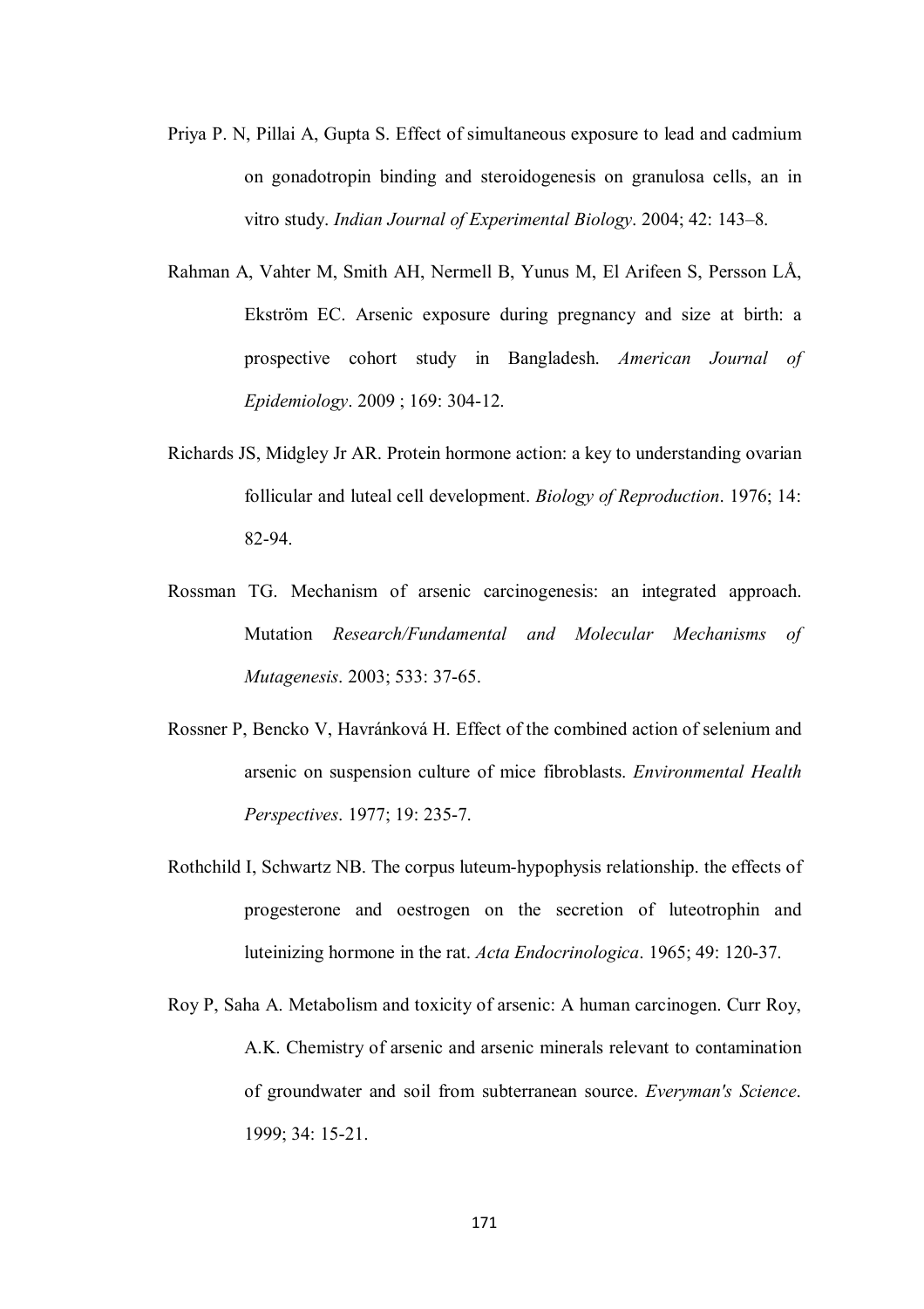Priya P. N, Pillai A, Gupta S. Effect of simultaneous exposure to lead and cadmium on gonadotropin binding and steroidogenesis on granulosa cells, an in vitro study. *Indian Journal of Experimental Biology*. 2004; 42: 143–8.

Rahman A, Vahter M, Smith AH, Nermell B, Yunus M, El Arifeen S, Persson LÅ, Ekström EC. Arsenic exposure during pregnancy and size at birth: a prospective cohort study in Bangladesh. *American Journal of Epidemiology*. 2009 ; 169: 304-12.

Richards JS, Midgley Jr AR. Protein hormone action: a key to understanding ovarian follicular and luteal cell development. *Biology of Reproduction*. 1976; 14: 82-94.

Rossman TG. Mechanism of arsenic carcinogenesis: an integrated approach. Mutation *Research/Fundamental and Molecular Mechanisms of Mutagenesis*. 2003; 533: 37-65.

Rossner P, Bencko V, Havránková H. Effect of the combined action of selenium and arsenic on suspension culture of mice fibroblasts. *Environmental Health Perspectives*. 1977; 19: 235-7.

Rothchild I, Schwartz NB. The corpus luteum-hypophysis relationship. the effects of progesterone and oestrogen on the secretion of luteotrophin and luteinizing hormone in the rat. *Acta Endocrinologica*. 1965; 49: 120-37.

Roy P, Saha A. Metabolism and toxicity of arsenic: A human carcinogen. Curr Roy, A.K. Chemistry of arsenic and arsenic minerals relevant to contamination of groundwater and soil from subterranean source. *Everyman's Science*. 1999; 34: 15-21.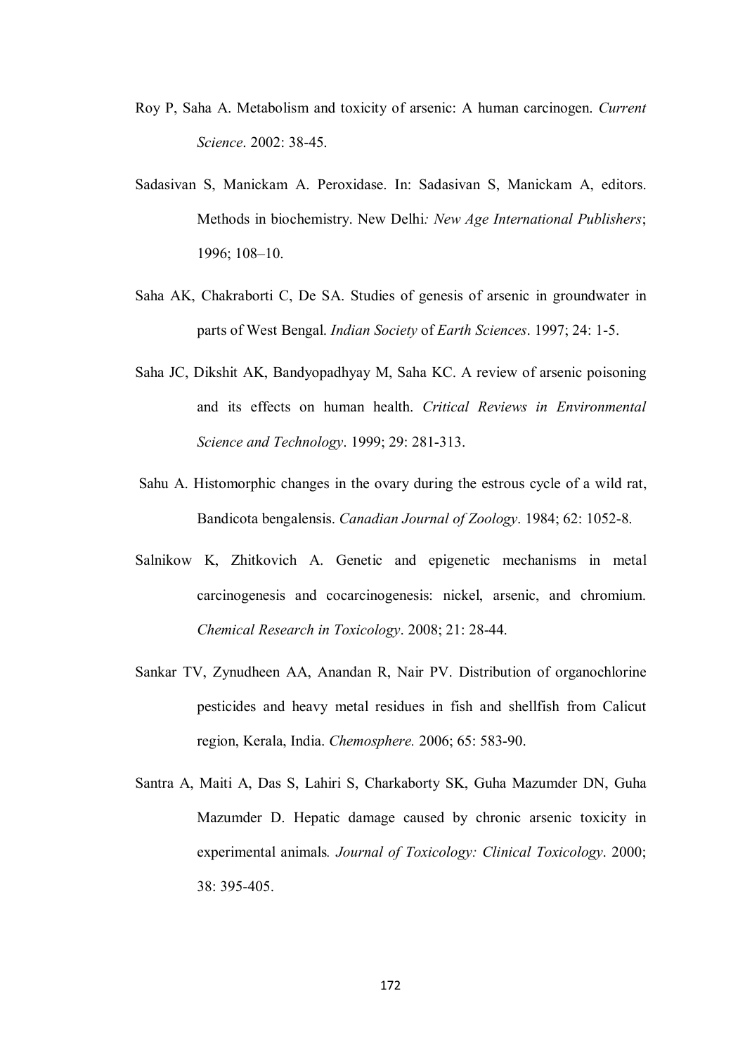Roy P, Saha A. Metabolism and toxicity of arsenic: A human carcinogen. *Current Science*. 2002: 38-45.

Sadasivan S, Manickam A. Peroxidase. In: Sadasivan S, Manickam A, editors. Methods in biochemistry. New Delhi*: New Age International Publishers*; 1996; 108–10.

Saha AK, Chakraborti C, De SA. Studies of genesis of arsenic in groundwater in parts of West Bengal. *Indian Society* of *Earth Sciences*. 1997; 24: 1-5.

Saha JC, Dikshit AK, Bandyopadhyay M, Saha KC. A review of arsenic poisoning and its effects on human health. *Critical Reviews in Environmental Science and Technology*. 1999; 29: 281-313.

Sahu A. Histomorphic changes in the ovary during the estrous cycle of a wild rat, Bandicota bengalensis. *Canadian Journal of Zoology*. 1984; 62: 1052-8.

Salnikow K, Zhitkovich A. Genetic and epigenetic mechanisms in metal carcinogenesis and cocarcinogenesis: nickel, arsenic, and chromium. *Chemical Research in Toxicology*. 2008; 21: 28-44.

Sankar TV, Zynudheen AA, Anandan R, Nair PV. Distribution of organochlorine pesticides and heavy metal residues in fish and shellfish from Calicut region, Kerala, India. *Chemosphere.* 2006; 65: 583-90.

Santra A, Maiti A, Das S, Lahiri S, Charkaborty SK, Guha Mazumder DN, Guha Mazumder D. Hepatic damage caused by chronic arsenic toxicity in experimental animals*. Journal of Toxicology: Clinical Toxicology*. 2000; 38: 395-405.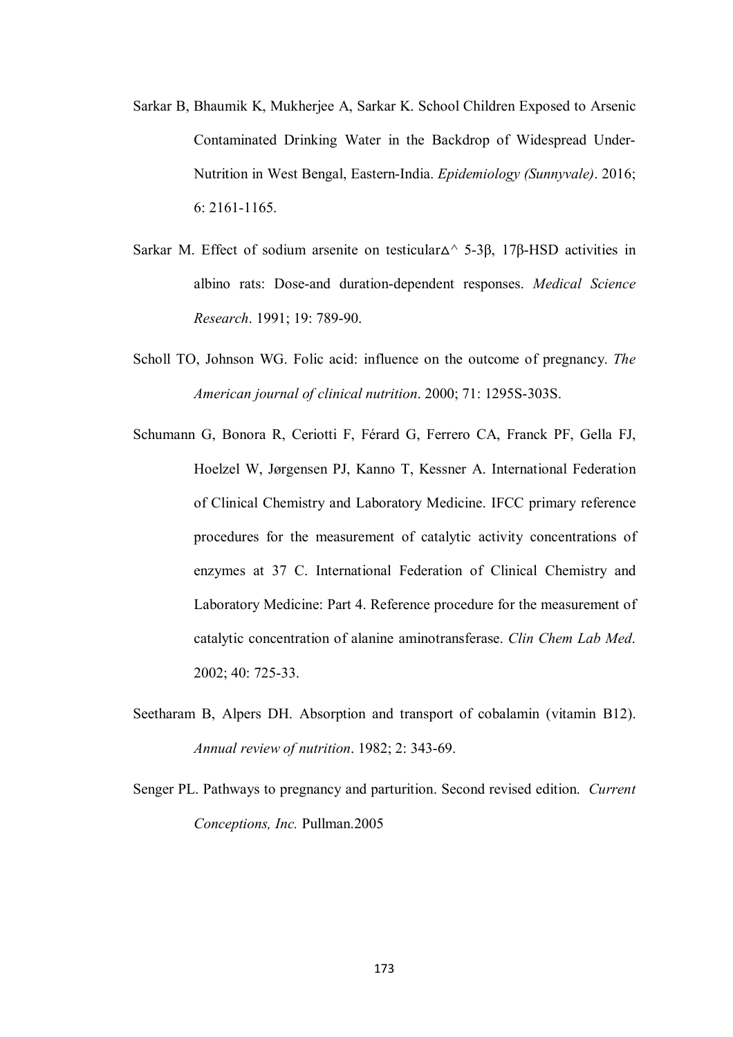Sarkar B, Bhaumik K, Mukherjee A, Sarkar K. School Children Exposed to Arsenic Contaminated Drinking Water in the Backdrop of Widespread Under-Nutrition in West Bengal, Eastern-India. *Epidemiology (Sunnyvale)*. 2016; 6: 2161-1165.

Sarkar M. Effect of sodium arsenite on testicular$\Delta$^ 5-3β, 17β-HSD activities in albino rats: Dose-and duration-dependent responses. *Medical Science Research*. 1991; 19: 789-90.

Scholl TO, Johnson WG. Folic acid: influence on the outcome of pregnancy. *The American journal of clinical nutrition*. 2000; 71: 1295S-303S.

Schumann G, Bonora R, Ceriotti F, Férard G, Ferrero CA, Franck PF, Gella FJ, Hoelzel W, Jørgensen PJ, Kanno T, Kessner A. International Federation of Clinical Chemistry and Laboratory Medicine. IFCC primary reference procedures for the measurement of catalytic activity concentrations of enzymes at 37 C. International Federation of Clinical Chemistry and Laboratory Medicine: Part 4. Reference procedure for the measurement of catalytic concentration of alanine aminotransferase. *Clin Chem Lab Med*. 2002; 40: 725-33.

Seetharam B, Alpers DH. Absorption and transport of cobalamin (vitamin B12). *Annual review of nutrition*. 1982; 2: 343-69.

Senger PL. Pathways to pregnancy and parturition. Second revised edition. *Current Conceptions, Inc.* Pullman.2005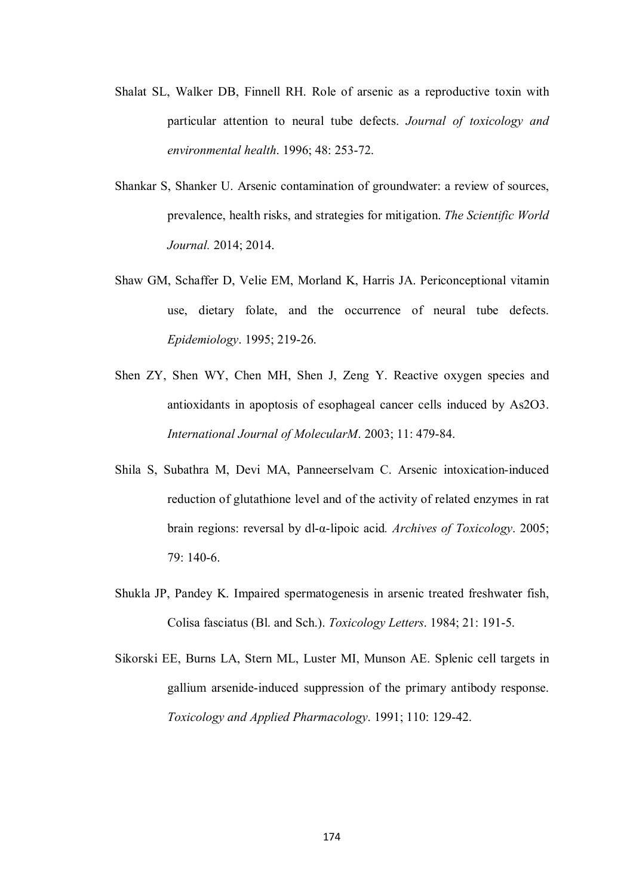Shalat SL, Walker DB, Finnell RH. Role of arsenic as a reproductive toxin with particular attention to neural tube defects. *Journal of toxicology and environmental health*. 1996; 48: 253-72.

Shankar S, Shanker U. Arsenic contamination of groundwater: a review of sources, prevalence, health risks, and strategies for mitigation. *The Scientific World Journal.* 2014; 2014.

Shaw GM, Schaffer D, Velie EM, Morland K, Harris JA. Periconceptional vitamin use, dietary folate, and the occurrence of neural tube defects. *Epidemiology*. 1995; 219-26.

Shen ZY, Shen WY, Chen MH, Shen J, Zeng Y. Reactive oxygen species and antioxidants in apoptosis of esophageal cancer cells induced by $As_2O_3$. *International Journal of MolecularM*. 2003; 11: 479-84.

Shila S, Subathra M, Devi MA, Panneerselvam C. Arsenic intoxication-induced reduction of glutathione level and of the activity of related enzymes in rat brain regions: reversal by dl-α-lipoic acid*. Archives of Toxicology*. 2005; 79: 140-6.

Shukla JP, Pandey K. Impaired spermatogenesis in arsenic treated freshwater fish, Colisa fasciatus (Bl. and Sch.). *Toxicology Letters*. 1984; 21: 191-5.

Sikorski EE, Burns LA, Stern ML, Luster MI, Munson AE. Splenic cell targets in gallium arsenide-induced suppression of the primary antibody response. *Toxicology and Applied Pharmacology*. 1991; 110: 129-42.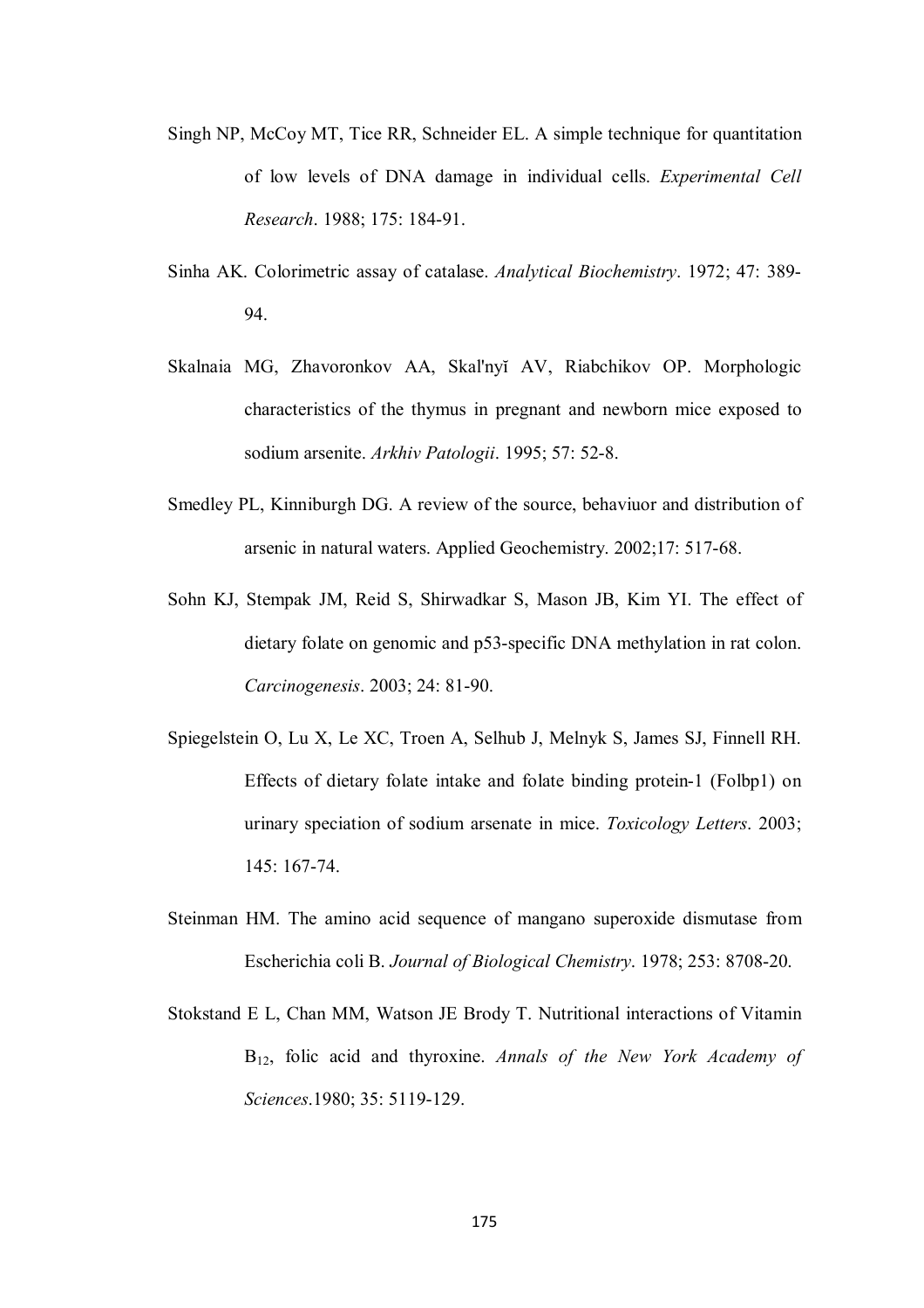Singh NP, McCoy MT, Tice RR, Schneider EL. A simple technique for quantitation of low levels of DNA damage in individual cells. *Experimental Cell Research*. 1988; 175: 184-91.

Sinha AK. Colorimetric assay of catalase. *Analytical Biochemistry*. 1972; 47: 389-94.

Skalnaia MG, Zhavoronkov AA, Skal'nyĭ AV, Riabchikov OP. Morphologic characteristics of the thymus in pregnant and newborn mice exposed to sodium arsenite. *Arkhiv Patologii*. 1995; 57: 52-8.

Smedley PL, Kinniburgh DG. A review of the source, behaviuor and distribution of arsenic in natural waters. Applied Geochemistry. 2002;17: 517-68.

Sohn KJ, Stempak JM, Reid S, Shirwadkar S, Mason JB, Kim YI. The effect of dietary folate on genomic and p53-specific DNA methylation in rat colon. *Carcinogenesis*. 2003; 24: 81-90.

Spiegelstein O, Lu X, Le XC, Troen A, Selhub J, Melnyk S, James SJ, Finnell RH. Effects of dietary folate intake and folate binding protein-1 (Folbp1) on urinary speciation of sodium arsenate in mice. *Toxicology Letters*. 2003; 145: 167-74.

Steinman HM. The amino acid sequence of mangano superoxide dismutase from Escherichia coli B. *Journal of Biological Chemistry*. 1978; 253: 8708-20.

Stokstand E L, Chan MM, Watson JE Brody T. Nutritional interactions of Vitamin $B_{12}$, folic acid and thyroxine. *Annals of the New York Academy of Sciences*.1980; 35: 5119-129.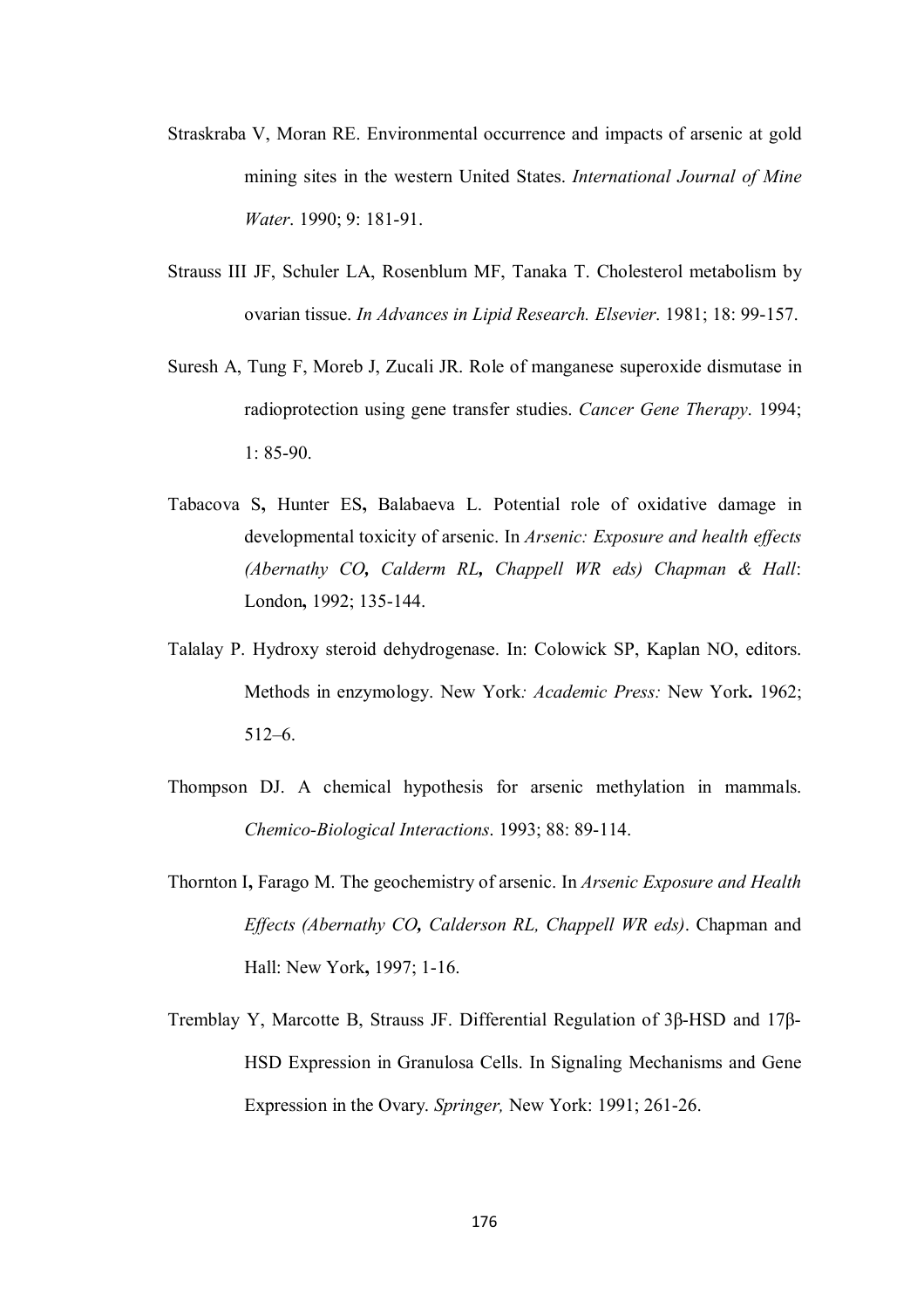Straskraba V, Moran RE. Environmental occurrence and impacts of arsenic at gold mining sites in the western United States. *International Journal of Mine Water*. 1990; 9: 181-91.

Strauss III JF, Schuler LA, Rosenblum MF, Tanaka T. Cholesterol metabolism by ovarian tissue. *In Advances in Lipid Research. Elsevier*. 1981; 18: 99-157.

Suresh A, Tung F, Moreb J, Zucali JR. Role of manganese superoxide dismutase in radioprotection using gene transfer studies. *Cancer Gene Therapy*. 1994; 1: 85-90.

Tabacova S**,** Hunter ES**,** Balabaeva L. Potential role of oxidative damage in developmental toxicity of arsenic. In *Arsenic: Exposure and health effects (Abernathy CO**,** Calderm RL**,** Chappell WR eds) Chapman & Hall*: London**,** 1992; 135-144.

Talalay P. Hydroxy steroid dehydrogenase. In: Colowick SP, Kaplan NO, editors. Methods in enzymology. New York*: Academic Press:* New York**.** 1962; 512–6.

Thompson DJ. A chemical hypothesis for arsenic methylation in mammals. *Chemico-Biological Interactions*. 1993; 88: 89-114.

Thornton I**,** Farago M. The geochemistry of arsenic. In *Arsenic Exposure and Health Effects (Abernathy CO**,** Calderson RL, Chappell WR eds)*. Chapman and Hall: New York**,** 1997; 1-16.

Tremblay Y, Marcotte B, Strauss JF. Differential Regulation of 3β-HSD and 17β-HSD Expression in Granulosa Cells. In Signaling Mechanisms and Gene Expression in the Ovary. *Springer,* New York: 1991; 261-26.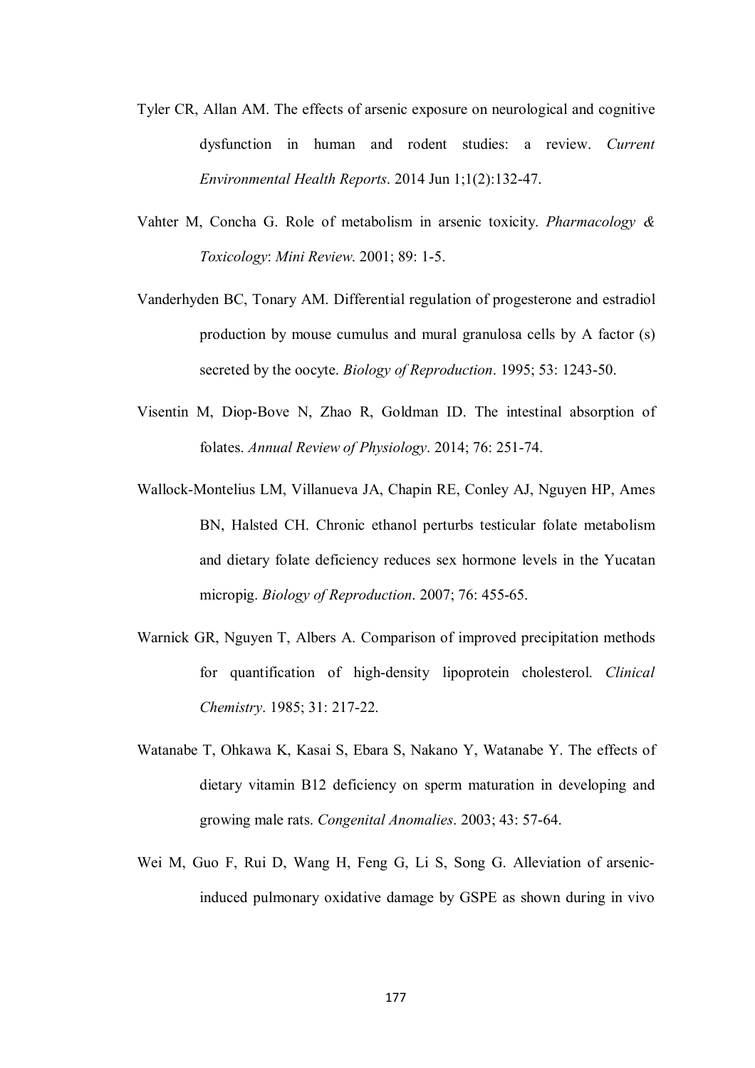Tyler CR, Allan AM. The effects of arsenic exposure on neurological and cognitive dysfunction in human and rodent studies: a review. *Current Environmental Health Reports*. 2014 Jun 1;1(2):132-47.

Vahter M, Concha G. Role of metabolism in arsenic toxicity. *Pharmacology & Toxicology*: *Mini Review*. 2001; 89: 1-5.

Vanderhyden BC, Tonary AM. Differential regulation of progesterone and estradiol production by mouse cumulus and mural granulosa cells by A factor (s) secreted by the oocyte. *Biology of Reproduction*. 1995; 53: 1243-50.

Visentin M, Diop-Bove N, Zhao R, Goldman ID. The intestinal absorption of folates. *Annual Review of Physiology*. 2014; 76: 251-74.

Wallock-Montelius LM, Villanueva JA, Chapin RE, Conley AJ, Nguyen HP, Ames BN, Halsted CH. Chronic ethanol perturbs testicular folate metabolism and dietary folate deficiency reduces sex hormone levels in the Yucatan micropig. *Biology of Reproduction*. 2007; 76: 455-65.

Warnick GR, Nguyen T, Albers A. Comparison of improved precipitation methods for quantification of high-density lipoprotein cholesterol. *Clinical Chemistry*. 1985; 31: 217-22.

Watanabe T, Ohkawa K, Kasai S, Ebara S, Nakano Y, Watanabe Y. The effects of dietary vitamin B12 deficiency on sperm maturation in developing and growing male rats. *Congenital Anomalies*. 2003; 43: 57-64.

Wei M, Guo F, Rui D, Wang H, Feng G, Li S, Song G. Alleviation of arsenic-induced pulmonary oxidative damage by GSPE as shown during in vivo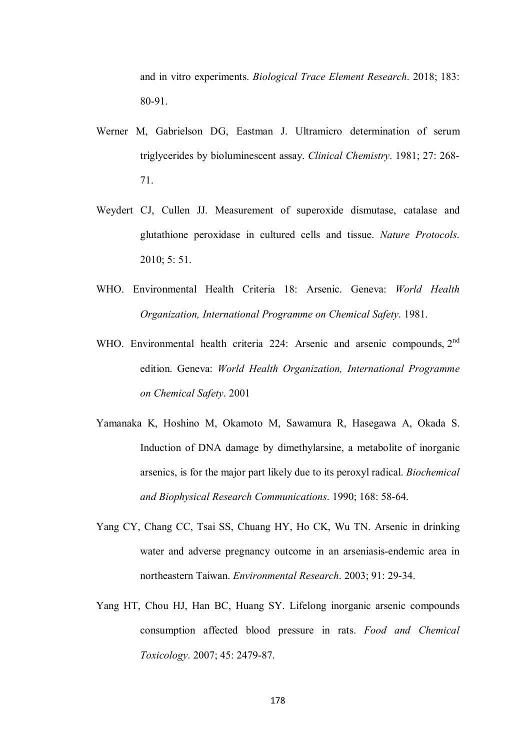and in vitro experiments. *Biological Trace Element Research*. 2018; 183: 80-91.

Werner M, Gabrielson DG, Eastman J. Ultramicro determination of serum triglycerides by bioluminescent assay. *Clinical Chemistry*. 1981; 27: 268-71.

Weydert CJ, Cullen JJ. Measurement of superoxide dismutase, catalase and glutathione peroxidase in cultured cells and tissue. *Nature Protocols*. 2010; 5: 51.

WHO. Environmental Health Criteria 18: Arsenic. Geneva: *World Health Organization, International Programme on Chemical Safety*. 1981.

WHO. Environmental health criteria 224: Arsenic and arsenic compounds, 2nd edition. Geneva: *World Health Organization, International Programme on Chemical Safety*. 2001

Yamanaka K, Hoshino M, Okamoto M, Sawamura R, Hasegawa A, Okada S. Induction of DNA damage by dimethylarsine, a metabolite of inorganic arsenics, is for the major part likely due to its peroxyl radical. *Biochemical and Biophysical Research Communications*. 1990; 168: 58-64.

Yang CY, Chang CC, Tsai SS, Chuang HY, Ho CK, Wu TN. Arsenic in drinking water and adverse pregnancy outcome in an arseniasis-endemic area in northeastern Taiwan. *Environmental Research*. 2003; 91: 29-34.

Yang HT, Chou HJ, Han BC, Huang SY. Lifelong inorganic arsenic compounds consumption affected blood pressure in rats. *Food and Chemical Toxicology*. 2007; 45: 2479-87.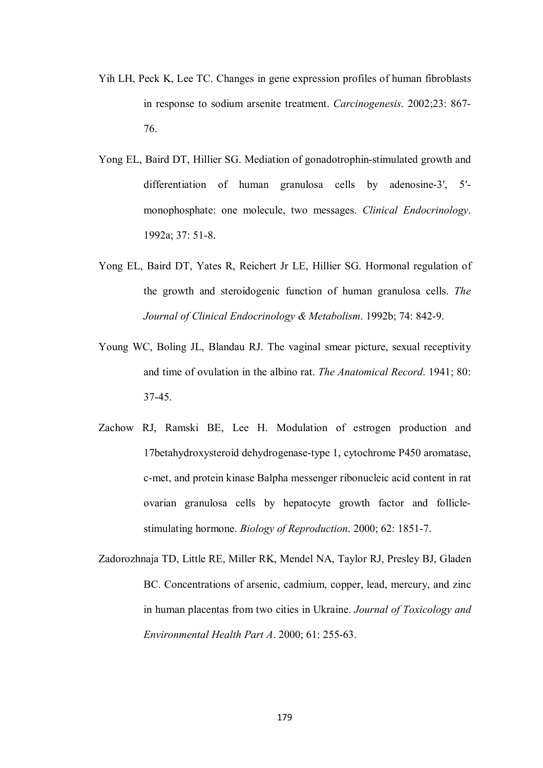Yih LH, Peck K, Lee TC. Changes in gene expression profiles of human fibroblasts in response to sodium arsenite treatment. *Carcinogenesis*. 2002;23: 867-76.

Yong EL, Baird DT, Hillier SG. Mediation of gonadotrophin-stimulated growth and differentiation of human granulosa cells by adenosine-3′, 5′-monophosphate: one molecule, two messages. *Clinical Endocrinology*. 1992a; 37: 51-8.

Yong EL, Baird DT, Yates R, Reichert Jr LE, Hillier SG. Hormonal regulation of the growth and steroidogenic function of human granulosa cells. *The Journal of Clinical Endocrinology & Metabolism*. 1992b; 74: 842-9.

Young WC, Boling JL, Blandau RJ. The vaginal smear picture, sexual receptivity and time of ovulation in the albino rat. *The Anatomical Record*. 1941; 80: 37-45.

Zachow RJ, Ramski BE, Lee H. Modulation of estrogen production and 17betahydroxysteroid dehydrogenase-type 1, cytochrome P450 aromatase, c-met, and protein kinase Balpha messenger ribonucleic acid content in rat ovarian granulosa cells by hepatocyte growth factor and follicle-stimulating hormone. *Biology of Reproduction*. 2000; 62: 1851-7.

Zadorozhnaja TD, Little RE, Miller RK, Mendel NA, Taylor RJ, Presley BJ, Gladen BC. Concentrations of arsenic, cadmium, copper, lead, mercury, and zinc in human placentas from two cities in Ukraine. *Journal of Toxicology and Environmental Health Part A*. 2000; 61: 255-63.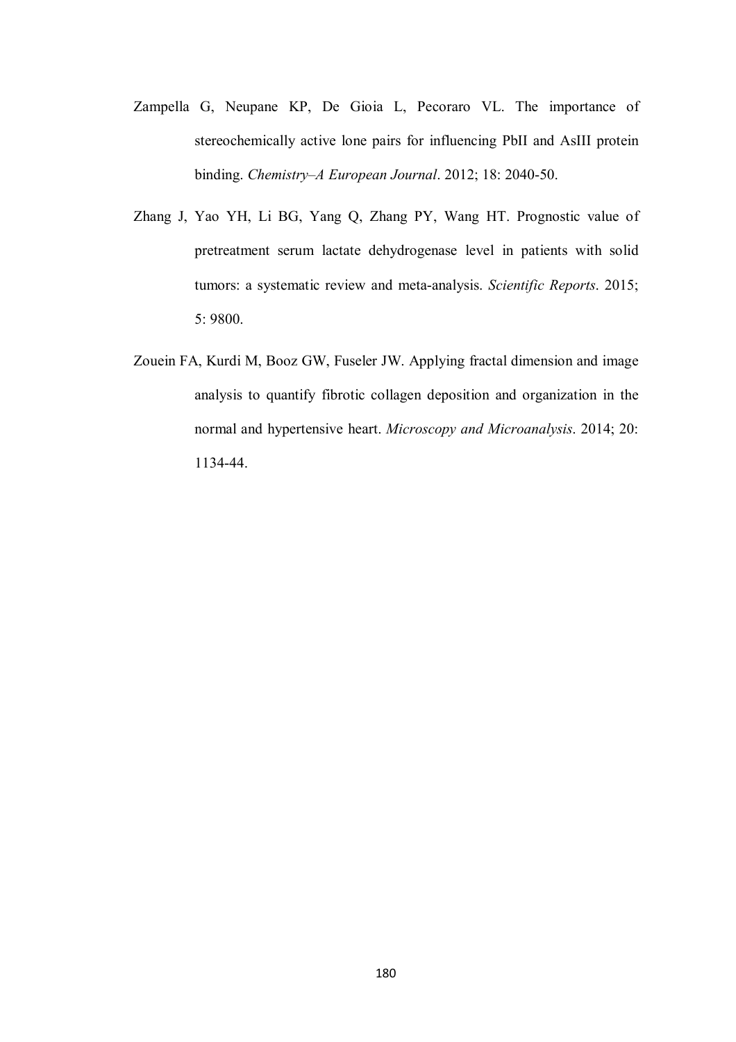Zampella G, Neupane KP, De Gioia L, Pecoraro VL. The importance of stereochemically active lone pairs for influencing PbII and AsIII protein binding. *Chemistry–A European Journal*. 2012; 18: 2040-50.

Zhang J, Yao YH, Li BG, Yang Q, Zhang PY, Wang HT. Prognostic value of pretreatment serum lactate dehydrogenase level in patients with solid tumors: a systematic review and meta-analysis. *Scientific Reports*. 2015; 5: 9800.

Zouein FA, Kurdi M, Booz GW, Fuseler JW. Applying fractal dimension and image analysis to quantify fibrotic collagen deposition and organization in the normal and hypertensive heart. *Microscopy and Microanalysis*. 2014; 20: 1134-44.